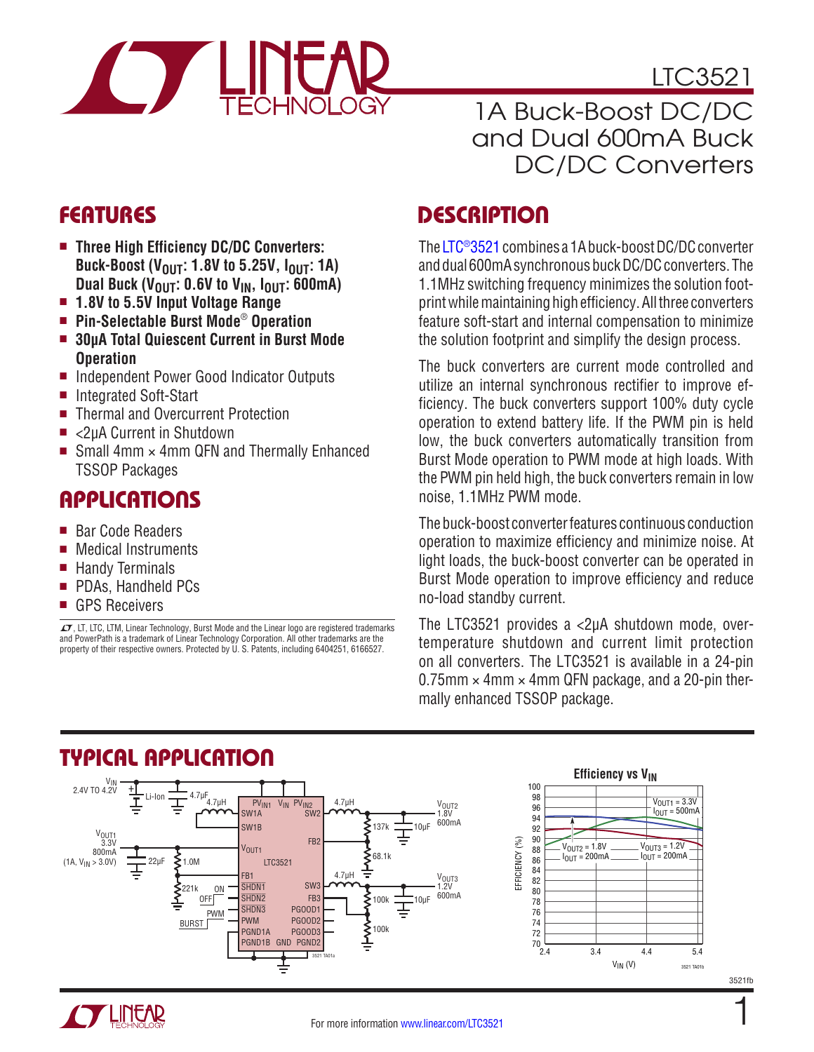# LTC3521

## 1A Buck-Boost DC/DC and Dual 600mA Buck DC/DC Converters

## FEATURES

- **Three High Efficiency DC/DC Converters: Buck-Boost ($V_{OUT}$: 1.8V to 5.25V, $I_{OUT}$: 1A) Dual Buck ($V_{OUT}$: 0.6V to $V_{IN}$, $I_{OUT}$: 600mA)**
- **1.8V to 5.5V Input Voltage Range**
- **Pin-Selectable Burst Mode® Operation**
- **30μA Total Quiescent Current in Burst Mode Operation**
- Independent Power Good Indicator Outputs
- Integrated Soft-Start
- Thermal and Overcurrent Protection
- <2μA Current in Shutdown
- Small 4mm × 4mm QFN and Thermally Enhanced TSSOP Packages

## APPLICATIONS

- Bar Code Readers
- Medical Instruments
- Handy Terminals
- PDAs, Handheld PCs
- GPS Receivers

LT, LTC, LTM, Linear Technology, Burst Mode and the Linear logo are registered trademarks and PowerPath is a trademark of Linear Technology Corporation. All other trademarks are the property of their respective owners. Protected by U. S. Patents, including 6404251, 6166527.

## DESCRIPTION

The LTC®3521 combines a 1A buck-boost DC/DC converter and dual 600mA synchronous buck DC/DC converters. The 1.1MHz switching frequency minimizes the solution footprint while maintaining high efficiency. All three converters feature soft-start and internal compensation to minimize the solution footprint and simplify the design process.

The buck converters are current mode controlled and utilize an internal synchronous rectifier to improve efficiency. The buck converters support 100% duty cycle operation to extend battery life. If the PWM pin is held low, the buck converters automatically transition from Burst Mode operation to PWM mode at high loads. With the PWM pin held high, the buck converters remain in low noise, 1.1MHz PWM mode.

The buck-boost converter features continuous conduction operation to maximize efficiency and minimize noise. At light loads, the buck-boost converter can be operated in Burst Mode operation to improve efficiency and reduce no-load standby current.

The LTC3521 provides a <2μA shutdown mode, overtemperature shutdown and current limit protection on all converters. The LTC3521 is available in a 24-pin 0.75mm × 4mm × 4mm QFN package, and a 20-pin thermally enhanced TSSOP package.

## TYPICAL APPLICATION

$V_{IN}$ 2.4V TO 4.2V, Li-Ion, 4.7μF, 4.7μH, 22μF, 1.0M, 221k, 137k, 68.1k, 100k, 100k, 10μF, 10μF

$V_{OUT1}$ 3.3V 800mA (1A, $V_{IN}$ > 3.0V); $V_{OUT2}$ 1.8V 600mA; $V_{OUT3}$ 1.2V 600mA

LTC3521 pins: $PV_{IN1}$, $V_{IN}$, $PV_{IN2}$, SW1A, SW1B, SW2, FB2, $V_{OUT1}$, FB1, SW3, FB3, $\overline{SHDN1}$, $\overline{SHDN2}$, $\overline{SHDN3}$, PWM, PGOOD1, PGOOD2, PGOOD3, PGND1A, PGND1B, GND, PGND2 (ON/OFF, PWM/BURST)

**Efficiency vs $V_{IN}$**

Curves: $V_{OUT1}$ = 3.3V, $I_{OUT}$ = 500mA; $V_{OUT2}$ = 1.8V, $I_{OUT}$ = 200mA; $V_{OUT3}$ = 1.2V, $I_{OUT}$ = 200mA. Axes: EFFICIENCY (%) 70 to 100; $V_{IN}$ (V) 2.4 to 5.4.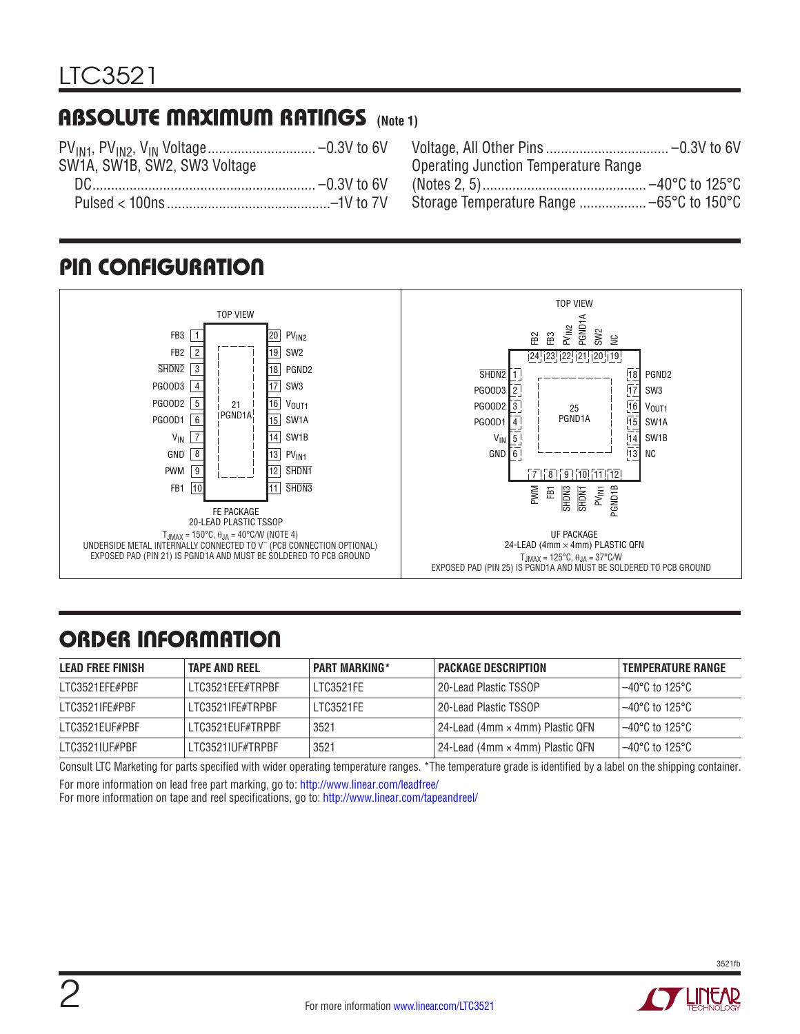## ABSOLUTE MAXIMUM RATINGS (Note 1)

$PV_{IN1}$, $PV_{IN2}$, $V_{IN}$ Voltage ............................ –0.3V to 6V
SW1A, SW1B, SW2, SW3 Voltage
  DC ............................................................ –0.3V to 6V
  Pulsed < 100ns ........................................... –1V to 7V
Voltage, All Other Pins ................................ –0.3V to 6V
Operating Junction Temperature Range
(Notes 2, 5) ............................................ –40°C to 125°C
Storage Temperature Range .................. –65°C to 150°C

## PIN CONFIGURATION

**FE PACKAGE – 20-LEAD PLASTIC TSSOP (TOP VIEW)**

| Pin | Name | Pin | Name |
|---|---|---|---|
| 1 | FB3 | 20 | $PV_{IN2}$ |
| 2 | FB2 | 19 | SW2 |
| 3 | SHDN2 | 18 | PGND2 |
| 4 | PGOOD3 | 17 | SW3 |
| 5 | PGOOD2 | 16 | $V_{OUT1}$ |
| 6 | PGOOD1 | 15 | SW1A |
| 7 | $V_{IN}$ | 14 | SW1B |
| 8 | GND | 13 | $PV_{IN1}$ |
| 9 | PWM | 12 | SHDN1 |
| 10 | FB1 | 11 | SHDN3 |

21: PGND1A (exposed pad)

$T_{JMAX}$ = 150°C, $\theta_{JA}$ = 40°C/W (NOTE 4)
UNDERSIDE METAL INTERNALLY CONNECTED TO V⁻ (PCB CONNECTION OPTIONAL)
EXPOSED PAD (PIN 21) IS PGND1A AND MUST BE SOLDERED TO PCB GROUND

**UF PACKAGE – 24-LEAD (4mm × 4mm) PLASTIC QFN (TOP VIEW)**

| Pin | Name | Pin | Name |
|---|---|---|---|
| 1 | SHDN2 | 13 | NC |
| 2 | PGOOD3 | 14 | SW1B |
| 3 | PGOOD2 | 15 | SW1A |
| 4 | PGOOD1 | 16 | $V_{OUT1}$ |
| 5 | $V_{IN}$ | 17 | SW3 |
| 6 | GND | 18 | PGND2 |
| 7 | PWM | 19 | NC |
| 8 | FB1 | 20 | SW2 |
| 9 | SHDN3 | 21 | PGND1A |
| 10 | SHDN1 | 22 | $PV_{IN2}$ |
| 11 | $PV_{IN1}$ | 23 | FB3 |
| 12 | PGND1B | 24 | FB2 |

25: PGND1A (exposed pad)

$T_{JMAX}$ = 125°C, $\theta_{JA}$ = 37°C/W
EXPOSED PAD (PIN 25) IS PGND1A AND MUST BE SOLDERED TO PCB GROUND

## ORDER INFORMATION

| LEAD FREE FINISH | TAPE AND REEL | PART MARKING* | PACKAGE DESCRIPTION | TEMPERATURE RANGE |
|---|---|---|---|---|
| LTC3521EFE#PBF | LTC3521EFE#TRPBF | LTC3521FE | 20-Lead Plastic TSSOP | –40°C to 125°C |
| LTC3521IFE#PBF | LTC3521IFE#TRPBF | LTC3521FE | 20-Lead Plastic TSSOP | –40°C to 125°C |
| LTC3521EUF#PBF | LTC3521EUF#TRPBF | 3521 | 24-Lead (4mm × 4mm) Plastic QFN | –40°C to 125°C |
| LTC3521IUF#PBF | LTC3521IUF#TRPBF | 3521 | 24-Lead (4mm × 4mm) Plastic QFN | –40°C to 125°C |

Consult LTC Marketing for parts specified with wider operating temperature ranges. *The temperature grade is identified by a label on the shipping container.

For more information on lead free part marking, go to: http://www.linear.com/leadfree/
For more information on tape and reel specifications, go to: http://www.linear.com/tapeandreel/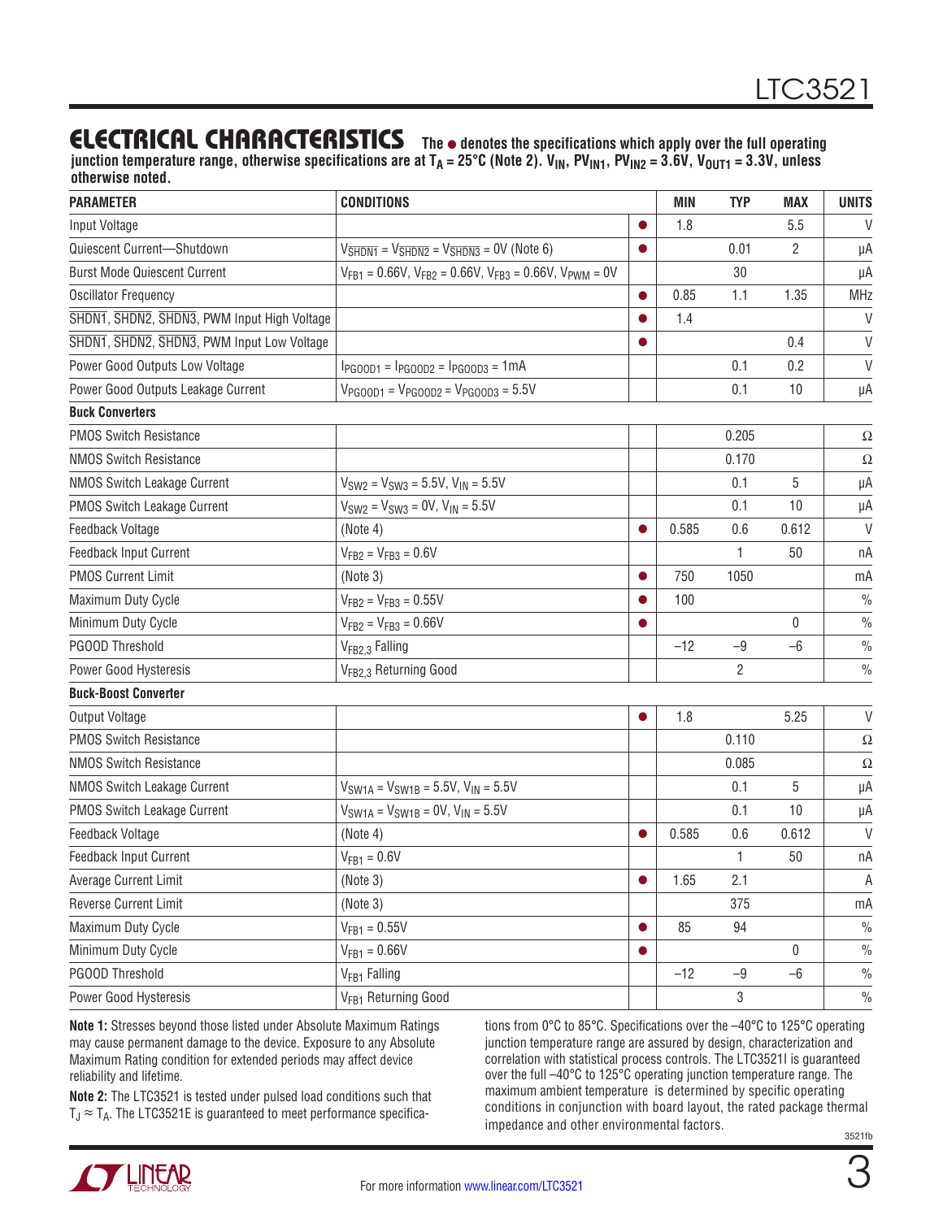## ELECTRICAL CHARACTERISTICS

**The ● denotes the specifications which apply over the full operating junction temperature range, otherwise specifications are at $T_A$ = 25°C (Note 2). $V_{IN}$, $PV_{IN1}$, $PV_{IN2}$ = 3.6V, $V_{OUT1}$ = 3.3V, unless otherwise noted.**

| PARAMETER | CONDITIONS | | MIN | TYP | MAX | UNITS |
|---|---|---|---|---|---|---|
| Input Voltage | | ● | 1.8 | | 5.5 | V |
| Quiescent Current—Shutdown | $V_{\overline{SHDN1}} = V_{\overline{SHDN2}} = V_{\overline{SHDN3}}$ = 0V (Note 6) | ● | | 0.01 | 2 | µA |
| Burst Mode Quiescent Current | $V_{FB1}$ = 0.66V, $V_{FB2}$ = 0.66V, $V_{FB3}$ = 0.66V, $V_{PWM}$ = 0V | | | 30 | | µA |
| Oscillator Frequency | | ● | 0.85 | 1.1 | 1.35 | MHz |
| $\overline{SHDN1}$, $\overline{SHDN2}$, $\overline{SHDN3}$, PWM Input High Voltage | | ● | 1.4 | | | V |
| $\overline{SHDN1}$, $\overline{SHDN2}$, $\overline{SHDN3}$, PWM Input Low Voltage | | ● | | | 0.4 | V |
| Power Good Outputs Low Voltage | $I_{PGOOD1} = I_{PGOOD2} = I_{PGOOD3}$ = 1mA | | | 0.1 | 0.2 | V |
| Power Good Outputs Leakage Current | $V_{PGOOD1} = V_{PGOOD2} = V_{PGOOD3}$ = 5.5V | | | 0.1 | 10 | µA |
| **Buck Converters** | | | | | | |
| PMOS Switch Resistance | | | | 0.205 | | Ω |
| NMOS Switch Resistance | | | | 0.170 | | Ω |
| NMOS Switch Leakage Current | $V_{SW2} = V_{SW3}$ = 5.5V, $V_{IN}$ = 5.5V | | | 0.1 | 5 | µA |
| PMOS Switch Leakage Current | $V_{SW2} = V_{SW3}$ = 0V, $V_{IN}$ = 5.5V | | | 0.1 | 10 | µA |
| Feedback Voltage | (Note 4) | ● | 0.585 | 0.6 | 0.612 | V |
| Feedback Input Current | $V_{FB2} = V_{FB3}$ = 0.6V | | | 1 | 50 | nA |
| PMOS Current Limit | (Note 3) | ● | 750 | 1050 | | mA |
| Maximum Duty Cycle | $V_{FB2} = V_{FB3}$ = 0.55V | ● | 100 | | | % |
| Minimum Duty Cycle | $V_{FB2} = V_{FB3}$ = 0.66V | ● | | | 0 | % |
| PGOOD Threshold | $V_{FB2,3}$ Falling | | –12 | –9 | –6 | % |
| Power Good Hysteresis | $V_{FB2,3}$ Returning Good | | | 2 | | % |
| **Buck-Boost Converter** | | | | | | |
| Output Voltage | | ● | 1.8 | | 5.25 | V |
| PMOS Switch Resistance | | | | 0.110 | | Ω |
| NMOS Switch Resistance | | | | 0.085 | | Ω |
| NMOS Switch Leakage Current | $V_{SW1A} = V_{SW1B}$ = 5.5V, $V_{IN}$ = 5.5V | | | 0.1 | 5 | µA |
| PMOS Switch Leakage Current | $V_{SW1A} = V_{SW1B}$ = 0V, $V_{IN}$ = 5.5V | | | 0.1 | 10 | µA |
| Feedback Voltage | (Note 4) | ● | 0.585 | 0.6 | 0.612 | V |
| Feedback Input Current | $V_{FB1}$ = 0.6V | | | 1 | 50 | nA |
| Average Current Limit | (Note 3) | ● | 1.65 | 2.1 | | A |
| Reverse Current Limit | (Note 3) | | | 375 | | mA |
| Maximum Duty Cycle | $V_{FB1}$ = 0.55V | ● | 85 | 94 | | % |
| Minimum Duty Cycle | $V_{FB1}$ = 0.66V | ● | | | 0 | % |
| PGOOD Threshold | $V_{FB1}$ Falling | | –12 | –9 | –6 | % |
| Power Good Hysteresis | $V_{FB1}$ Returning Good | | | 3 | | % |

**Note 1:** Stresses beyond those listed under Absolute Maximum Ratings may cause permanent damage to the device. Exposure to any Absolute Maximum Rating condition for extended periods may affect device reliability and lifetime.

**Note 2:** The LTC3521 is tested under pulsed load conditions such that $T_J \approx T_A$. The LTC3521E is guaranteed to meet performance specifications from 0°C to 85°C. Specifications over the –40°C to 125°C operating junction temperature range are assured by design, characterization and correlation with statistical process controls. The LTC3521I is guaranteed over the full –40°C to 125°C operating junction temperature range. The maximum ambient temperature is determined by specific operating conditions in conjunction with board layout, the rated package thermal impedance and other environmental factors.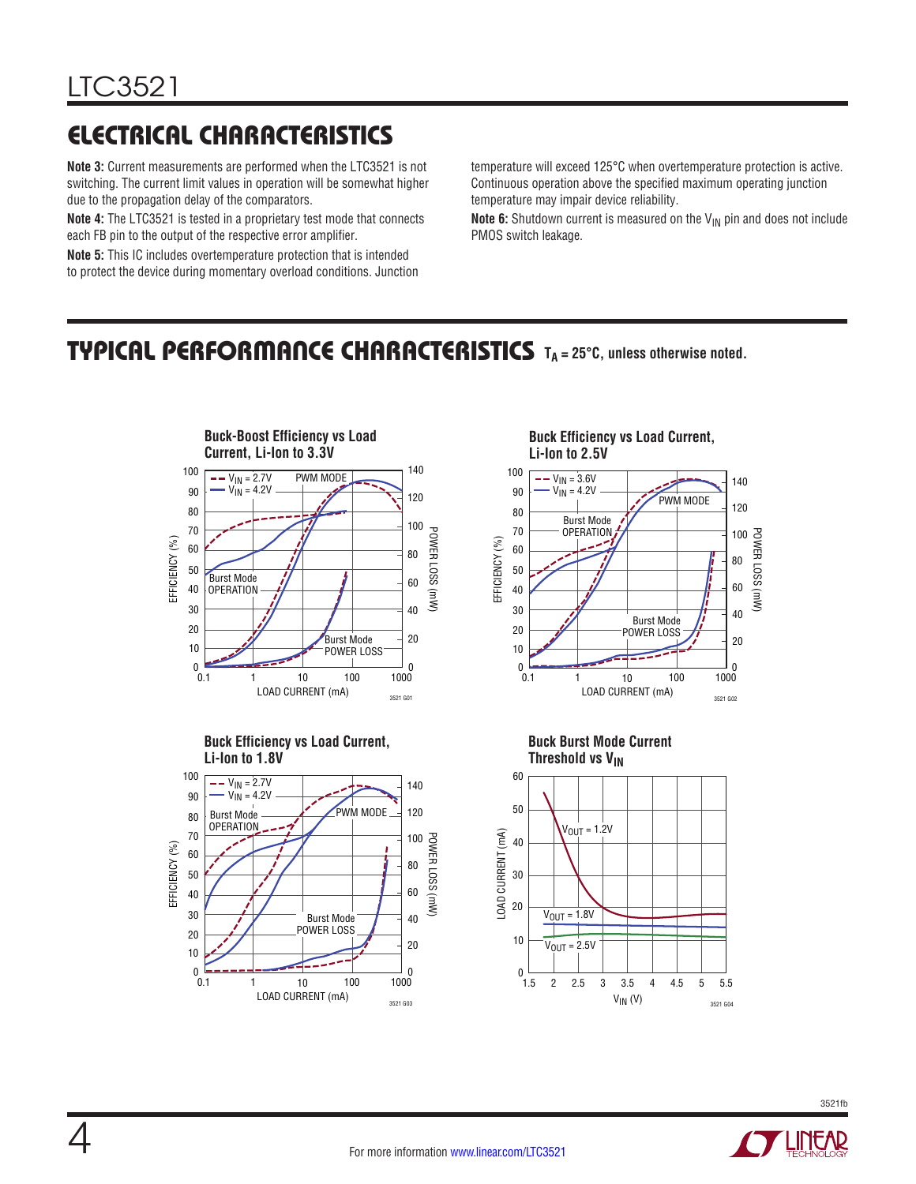## ELECTRICAL CHARACTERISTICS

**Note 3:** Current measurements are performed when the LTC3521 is not switching. The current limit values in operation will be somewhat higher due to the propagation delay of the comparators.

**Note 4:** The LTC3521 is tested in a proprietary test mode that connects each FB pin to the output of the respective error amplifier.

**Note 5:** This IC includes overtemperature protection that is intended to protect the device during momentary overload conditions. Junction temperature will exceed 125°C when overtemperature protection is active. Continuous operation above the specified maximum operating junction temperature may impair device reliability.

**Note 6:** Shutdown current is measured on the $V_{IN}$ pin and does not include PMOS switch leakage.

## TYPICAL PERFORMANCE CHARACTERISTICS $T_A = 25°C$, unless otherwise noted.

**Buck-Boost Efficiency vs Load Current, Li-Ion to 3.3V**

**Buck Efficiency vs Load Current, Li-Ion to 2.5V**

**Buck Efficiency vs Load Current, Li-Ion to 1.8V**

**Buck Burst Mode Current Threshold vs $V_{IN}$**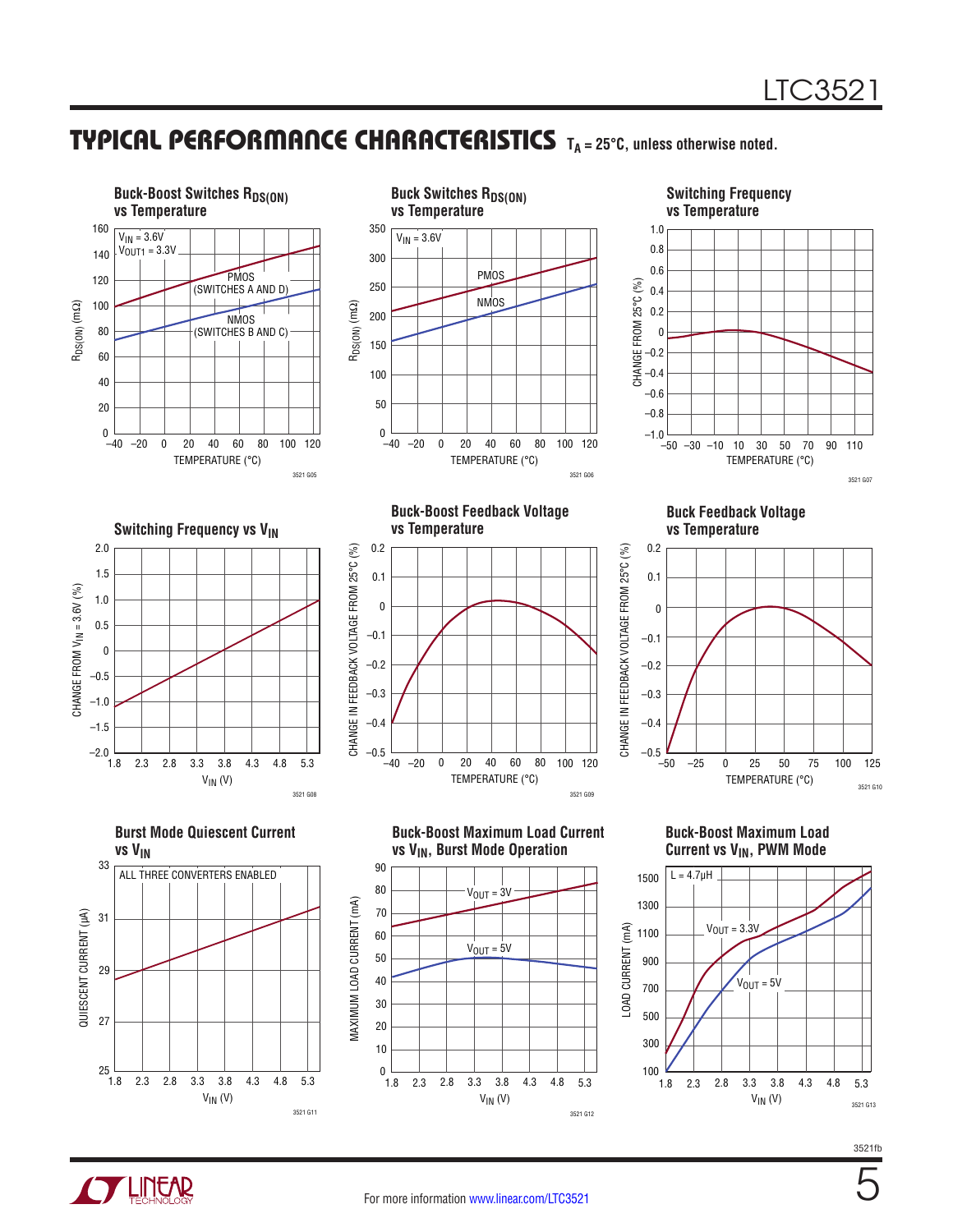## TYPICAL PERFORMANCE CHARACTERISTICS

$T_A = 25°C$, unless otherwise noted.

**Buck-Boost Switches $R_{DS(ON)}$ vs Temperature**

$V_{IN}$ = 3.6V
$V_{OUT1}$ = 3.3V
PMOS (SWITCHES A AND D)
NMOS (SWITCHES B AND C)
$R_{DS(ON)}$ (mΩ)
TEMPERATURE (°C)

3521 G05

**Buck Switches $R_{DS(ON)}$ vs Temperature**

$V_{IN}$ = 3.6V
PMOS
NMOS
$R_{DS(ON)}$ (mΩ)
TEMPERATURE (°C)

3521 G06

**Switching Frequency vs Temperature**

CHANGE FROM 25°C (%)
TEMPERATURE (°C)

3521 G07

**Switching Frequency vs $V_{IN}$**

CHANGE FROM $V_{IN}$ = 3.6V (%)
$V_{IN}$ (V)

3521 G08

**Buck-Boost Feedback Voltage vs Temperature**

CHANGE IN FEEDBACK VOLTAGE FROM 25°C (%)
TEMPERATURE (°C)

3521 G09

**Buck Feedback Voltage vs Temperature**

CHANGE IN FEEDBACK VOLTAGE FROM 25°C (%)
TEMPERATURE (°C)

3521 G10

**Burst Mode Quiescent Current vs $V_{IN}$**

ALL THREE CONVERTERS ENABLED
QUIESCENT CURRENT (µA)
$V_{IN}$ (V)

3521 G11

**Buck-Boost Maximum Load Current vs $V_{IN}$, Burst Mode Operation**

$V_{OUT}$ = 3V
$V_{OUT}$ = 5V
MAXIMUM LOAD CURRENT (mA)
$V_{IN}$ (V)

3521 G12

**Buck-Boost Maximum Load Current vs $V_{IN}$, PWM Mode**

L = 4.7µH
$V_{OUT}$ = 3.3V
$V_{OUT}$ = 5V
LOAD CURRENT (mA)
$V_{IN}$ (V)

3521 G13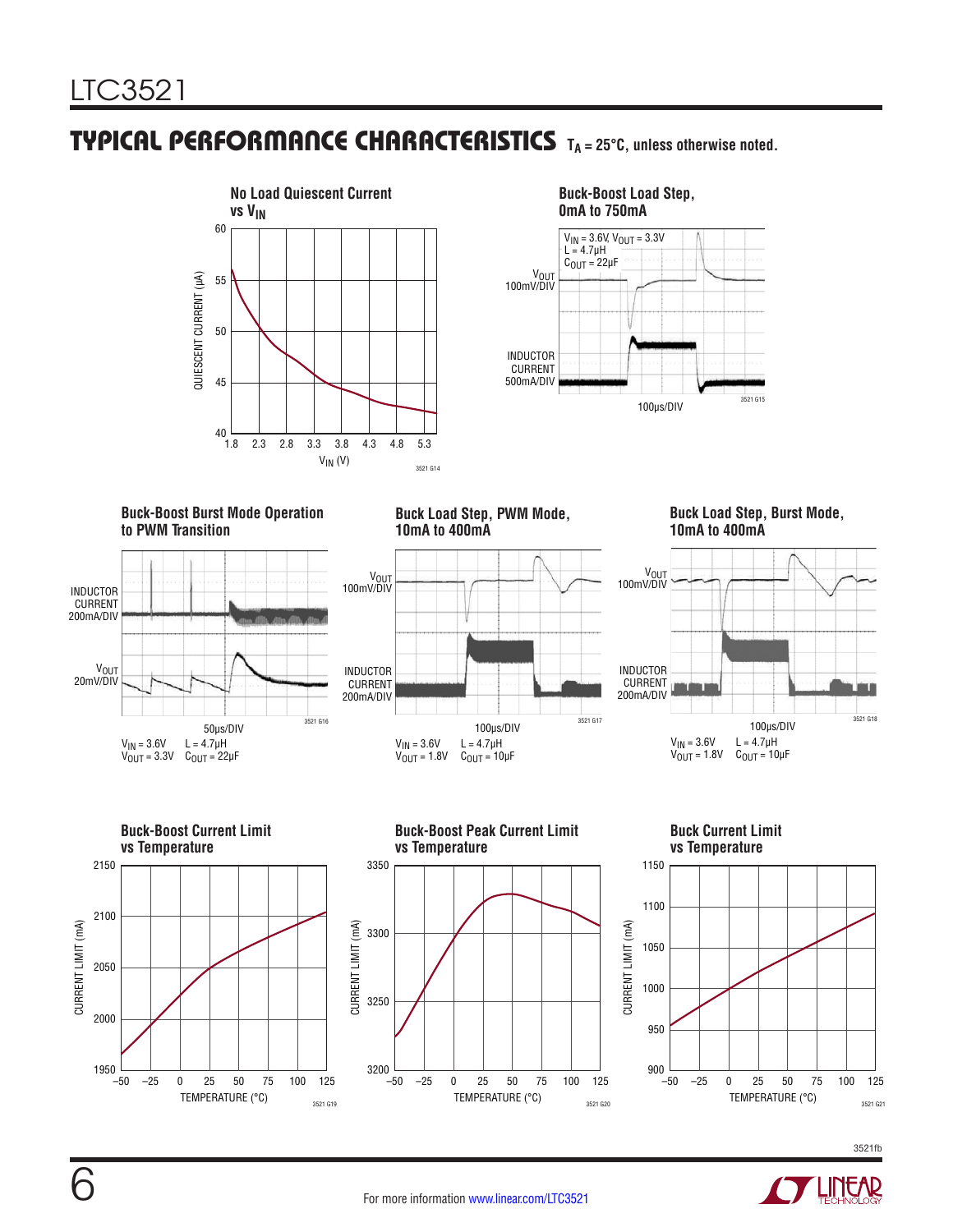## TYPICAL PERFORMANCE CHARACTERISTICS $T_A = 25°C$, unless otherwise noted.

**No Load Quiescent Current vs $V_{IN}$**

QUIESCENT CURRENT (µA)

$V_{IN}$ (V)

3521 G14

**Buck-Boost Load Step, 0mA to 750mA**

$V_{IN}$ = 3.6V, $V_{OUT}$ = 3.3V
L = 4.7µH
$C_{OUT}$ = 22µF

$V_{OUT}$ 100mV/DIV

INDUCTOR CURRENT 500mA/DIV

100µs/DIV

3521 G15

**Buck-Boost Burst Mode Operation to PWM Transition**

INDUCTOR CURRENT 200mA/DIV

$V_{OUT}$ 20mV/DIV

50µs/DIV

$V_{IN}$ = 3.6V L = 4.7µH
$V_{OUT}$ = 3.3V $C_{OUT}$ = 22µF

3521 G16

**Buck Load Step, PWM Mode, 10mA to 400mA**

$V_{OUT}$ 100mV/DIV

INDUCTOR CURRENT 200mA/DIV

100µs/DIV

$V_{IN}$ = 3.6V L = 4.7µH
$V_{OUT}$ = 1.8V $C_{OUT}$ = 10µF

3521 G17

**Buck Load Step, Burst Mode, 10mA to 400mA**

$V_{OUT}$ 100mV/DIV

INDUCTOR CURRENT 200mA/DIV

100µs/DIV

$V_{IN}$ = 3.6V L = 4.7µH
$V_{OUT}$ = 1.8V $C_{OUT}$ = 10µF

3521 G18

**Buck-Boost Current Limit vs Temperature**

CURRENT LIMIT (mA)

TEMPERATURE (°C)

3521 G19

**Buck-Boost Peak Current Limit vs Temperature**

CURRENT LIMIT (mA)

TEMPERATURE (°C)

3521 G20

**Buck Current Limit vs Temperature**

CURRENT LIMIT (mA)

TEMPERATURE (°C)

3521 G21

3521fb

For more information www.linear.com/LTC3521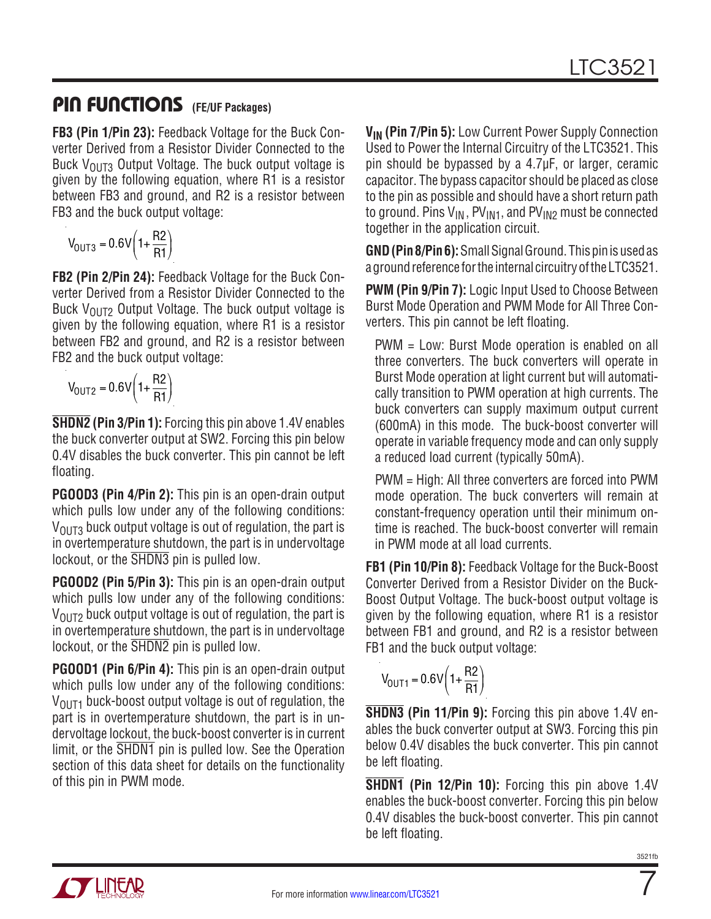## PIN FUNCTIONS (FE/UF Packages)

**FB3 (Pin 1/Pin 23):** Feedback Voltage for the Buck Converter Derived from a Resistor Divider Connected to the Buck $V_{OUT3}$ Output Voltage. The buck output voltage is given by the following equation, where R1 is a resistor between FB3 and ground, and R2 is a resistor between FB3 and the buck output voltage:

$$V_{OUT3} = 0.6V\left(1+\frac{R2}{R1}\right)$$

**FB2 (Pin 2/Pin 24):** Feedback Voltage for the Buck Converter Derived from a Resistor Divider Connected to the Buck $V_{OUT2}$ Output Voltage. The buck output voltage is given by the following equation, where R1 is a resistor between FB2 and ground, and R2 is a resistor between FB2 and the buck output voltage:

$$V_{OUT2} = 0.6V\left(1+\frac{R2}{R1}\right)$$

**$\overline{\text{SHDN2}}$ (Pin 3/Pin 1):** Forcing this pin above 1.4V enables the buck converter output at SW2. Forcing this pin below 0.4V disables the buck converter. This pin cannot be left floating.

**PGOOD3 (Pin 4/Pin 2):** This pin is an open-drain output which pulls low under any of the following conditions: $V_{OUT3}$ buck output voltage is out of regulation, the part is in overtemperature shutdown, the part is in undervoltage lockout, or the $\overline{\text{SHDN3}}$ pin is pulled low.

**PGOOD2 (Pin 5/Pin 3):** This pin is an open-drain output which pulls low under any of the following conditions: $V_{OUT2}$ buck output voltage is out of regulation, the part is in overtemperature shutdown, the part is in undervoltage lockout, or the $\overline{\text{SHDN2}}$ pin is pulled low.

**PGOOD1 (Pin 6/Pin 4):** This pin is an open-drain output which pulls low under any of the following conditions: $V_{OUT1}$ buck-boost output voltage is out of regulation, the part is in overtemperature shutdown, the part is in undervoltage lockout, the buck-boost converter is in current limit, or the $\overline{\text{SHDN1}}$ pin is pulled low. See the Operation section of this data sheet for details on the functionality of this pin in PWM mode.

**$V_{IN}$ (Pin 7/Pin 5):** Low Current Power Supply Connection Used to Power the Internal Circuitry of the LTC3521. This pin should be bypassed by a 4.7µF, or larger, ceramic capacitor. The bypass capacitor should be placed as close to the pin as possible and should have a short return path to ground. Pins $V_{IN}$, $PV_{IN1}$, and $PV_{IN2}$ must be connected together in the application circuit.

**GND (Pin 8/Pin 6):** Small Signal Ground. This pin is used as a ground reference for the internal circuitry of the LTC3521.

**PWM (Pin 9/Pin 7):** Logic Input Used to Choose Between Burst Mode Operation and PWM Mode for All Three Converters. This pin cannot be left floating.

PWM = Low: Burst Mode operation is enabled on all three converters. The buck converters will operate in Burst Mode operation at light current but will automatically transition to PWM operation at high currents. The buck converters can supply maximum output current (600mA) in this mode. The buck-boost converter will operate in variable frequency mode and can only supply a reduced load current (typically 50mA).

PWM = High: All three converters are forced into PWM mode operation. The buck converters will remain at constant-frequency operation until their minimum on-time is reached. The buck-boost converter will remain in PWM mode at all load currents.

**FB1 (Pin 10/Pin 8):** Feedback Voltage for the Buck-Boost Converter Derived from a Resistor Divider on the Buck-Boost Output Voltage. The buck-boost output voltage is given by the following equation, where R1 is a resistor between FB1 and ground, and R2 is a resistor between FB1 and the buck output voltage:

$$V_{OUT1} = 0.6V\left(1+\frac{R2}{R1}\right)$$

**$\overline{\text{SHDN3}}$ (Pin 11/Pin 9):** Forcing this pin above 1.4V enables the buck converter output at SW3. Forcing this pin below 0.4V disables the buck converter. This pin cannot be left floating.

**$\overline{\text{SHDN1}}$ (Pin 12/Pin 10):** Forcing this pin above 1.4V enables the buck-boost converter. Forcing this pin below 0.4V disables the buck-boost converter. This pin cannot be left floating.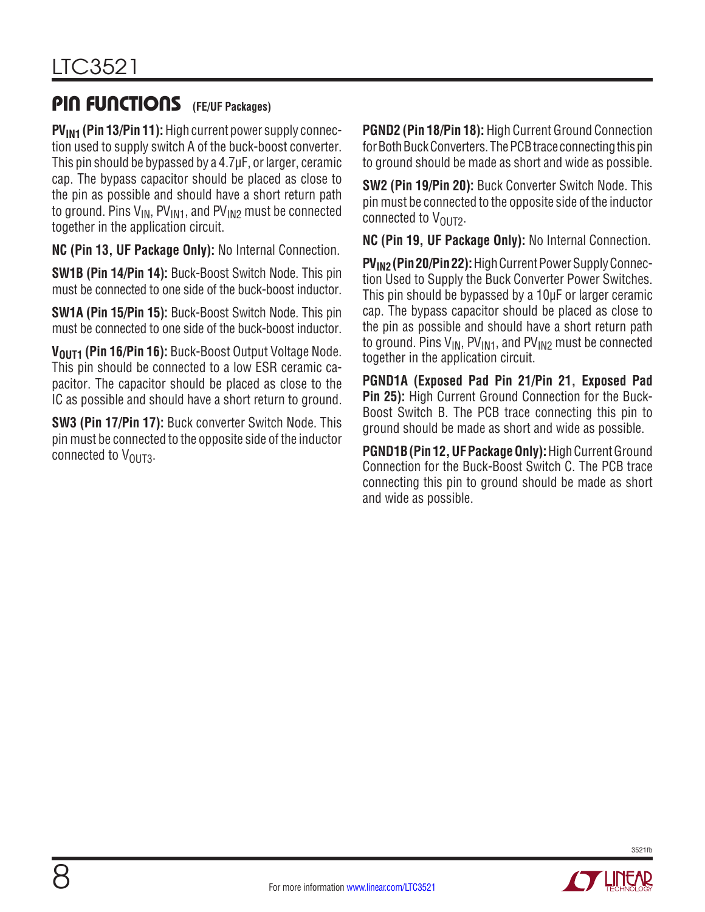## PIN FUNCTIONS (FE/UF Packages)

**$PV_{IN1}$ (Pin 13/Pin 11):** High current power supply connection used to supply switch A of the buck-boost converter. This pin should be bypassed by a 4.7µF, or larger, ceramic cap. The bypass capacitor should be placed as close to the pin as possible and should have a short return path to ground. Pins $V_{IN}$, $PV_{IN1}$, and $PV_{IN2}$ must be connected together in the application circuit.

**NC (Pin 13, UF Package Only):** No Internal Connection.

**SW1B (Pin 14/Pin 14):** Buck-Boost Switch Node. This pin must be connected to one side of the buck-boost inductor.

**SW1A (Pin 15/Pin 15):** Buck-Boost Switch Node. This pin must be connected to one side of the buck-boost inductor.

**$V_{OUT1}$ (Pin 16/Pin 16):** Buck-Boost Output Voltage Node. This pin should be connected to a low ESR ceramic capacitor. The capacitor should be placed as close to the IC as possible and should have a short return to ground.

**SW3 (Pin 17/Pin 17):** Buck converter Switch Node. This pin must be connected to the opposite side of the inductor connected to $V_{OUT3}$.

**PGND2 (Pin 18/Pin 18):** High Current Ground Connection for Both Buck Converters. The PCB trace connecting this pin to ground should be made as short and wide as possible.

**SW2 (Pin 19/Pin 20):** Buck Converter Switch Node. This pin must be connected to the opposite side of the inductor connected to $V_{OUT2}$.

**NC (Pin 19, UF Package Only):** No Internal Connection.

**$PV_{IN2}$ (Pin 20/Pin 22):** High Current Power Supply Connection Used to Supply the Buck Converter Power Switches. This pin should be bypassed by a 10µF or larger ceramic cap. The bypass capacitor should be placed as close to the pin as possible and should have a short return path to ground. Pins $V_{IN}$, $PV_{IN1}$, and $PV_{IN2}$ must be connected together in the application circuit.

**PGND1A (Exposed Pad Pin 21/Pin 21, Exposed Pad Pin 25):** High Current Ground Connection for the Buck-Boost Switch B. The PCB trace connecting this pin to ground should be made as short and wide as possible.

**PGND1B (Pin 12, UF Package Only):** High Current Ground Connection for the Buck-Boost Switch C. The PCB trace connecting this pin to ground should be made as short and wide as possible.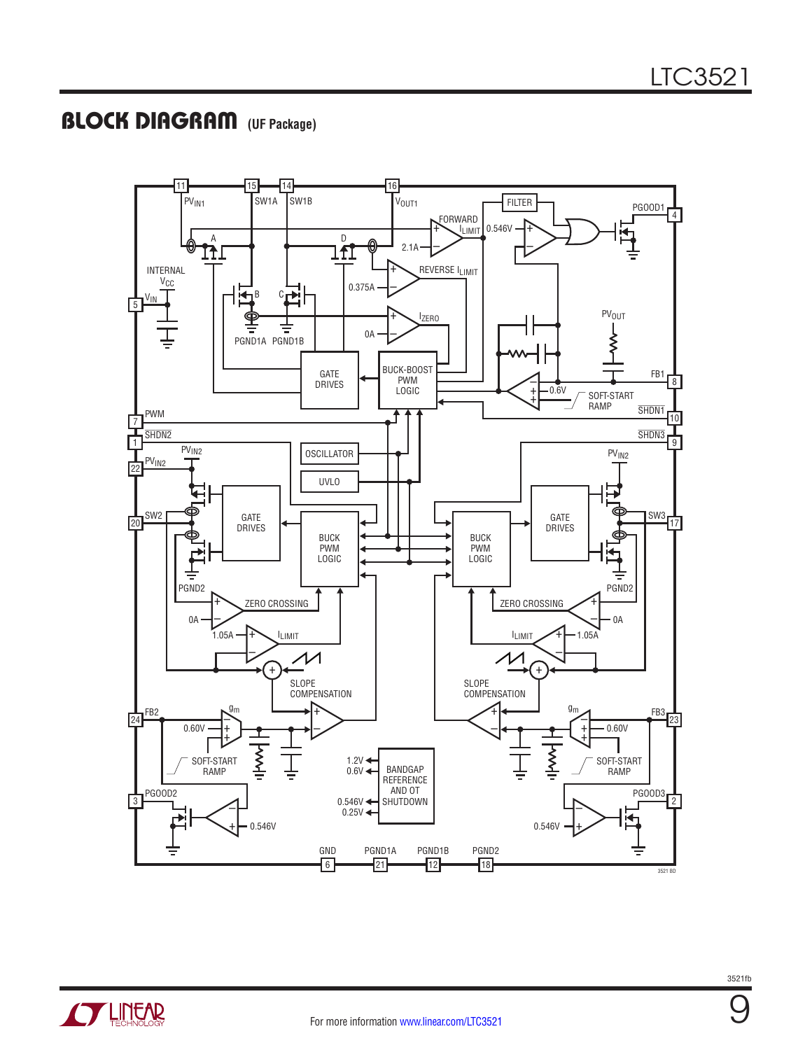## BLOCK DIAGRAM (UF Package)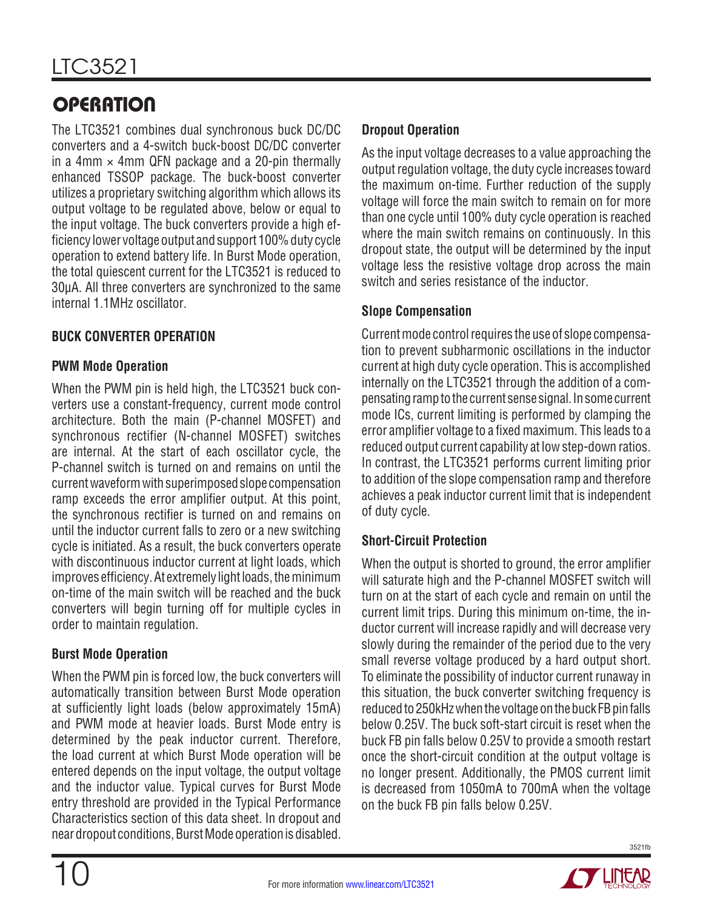# OPERATION

The LTC3521 combines dual synchronous buck DC/DC converters and a 4-switch buck-boost DC/DC converter in a 4mm × 4mm QFN package and a 20-pin thermally enhanced TSSOP package. The buck-boost converter utilizes a proprietary switching algorithm which allows its output voltage to be regulated above, below or equal to the input voltage. The buck converters provide a high efficiency lower voltage output and support 100% duty cycle operation to extend battery life. In Burst Mode operation, the total quiescent current for the LTC3521 is reduced to 30μA. All three converters are synchronized to the same internal 1.1MHz oscillator.

## BUCK CONVERTER OPERATION

### PWM Mode Operation

When the PWM pin is held high, the LTC3521 buck converters use a constant-frequency, current mode control architecture. Both the main (P-channel MOSFET) and synchronous rectifier (N-channel MOSFET) switches are internal. At the start of each oscillator cycle, the P-channel switch is turned on and remains on until the current waveform with superimposed slope compensation ramp exceeds the error amplifier output. At this point, the synchronous rectifier is turned on and remains on until the inductor current falls to zero or a new switching cycle is initiated. As a result, the buck converters operate with discontinuous inductor current at light loads, which improves efficiency. At extremely light loads, the minimum on-time of the main switch will be reached and the buck converters will begin turning off for multiple cycles in order to maintain regulation.

### Burst Mode Operation

When the PWM pin is forced low, the buck converters will automatically transition between Burst Mode operation at sufficiently light loads (below approximately 15mA) and PWM mode at heavier loads. Burst Mode entry is determined by the peak inductor current. Therefore, the load current at which Burst Mode operation will be entered depends on the input voltage, the output voltage and the inductor value. Typical curves for Burst Mode entry threshold are provided in the Typical Performance Characteristics section of this data sheet. In dropout and near dropout conditions, Burst Mode operation is disabled.

### Dropout Operation

As the input voltage decreases to a value approaching the output regulation voltage, the duty cycle increases toward the maximum on-time. Further reduction of the supply voltage will force the main switch to remain on for more than one cycle until 100% duty cycle operation is reached where the main switch remains on continuously. In this dropout state, the output will be determined by the input voltage less the resistive voltage drop across the main switch and series resistance of the inductor.

### Slope Compensation

Current mode control requires the use of slope compensation to prevent subharmonic oscillations in the inductor current at high duty cycle operation. This is accomplished internally on the LTC3521 through the addition of a compensating ramp to the current sense signal. In some current mode ICs, current limiting is performed by clamping the error amplifier voltage to a fixed maximum. This leads to a reduced output current capability at low step-down ratios. In contrast, the LTC3521 performs current limiting prior to addition of the slope compensation ramp and therefore achieves a peak inductor current limit that is independent of duty cycle.

### Short-Circuit Protection

When the output is shorted to ground, the error amplifier will saturate high and the P-channel MOSFET switch will turn on at the start of each cycle and remain on until the current limit trips. During this minimum on-time, the inductor current will increase rapidly and will decrease very slowly during the remainder of the period due to the very small reverse voltage produced by a hard output short. To eliminate the possibility of inductor current runaway in this situation, the buck converter switching frequency is reduced to 250kHz when the voltage on the buck FB pin falls below 0.25V. The buck soft-start circuit is reset when the buck FB pin falls below 0.25V to provide a smooth restart once the short-circuit condition at the output voltage is no longer present. Additionally, the PMOS current limit is decreased from 1050mA to 700mA when the voltage on the buck FB pin falls below 0.25V.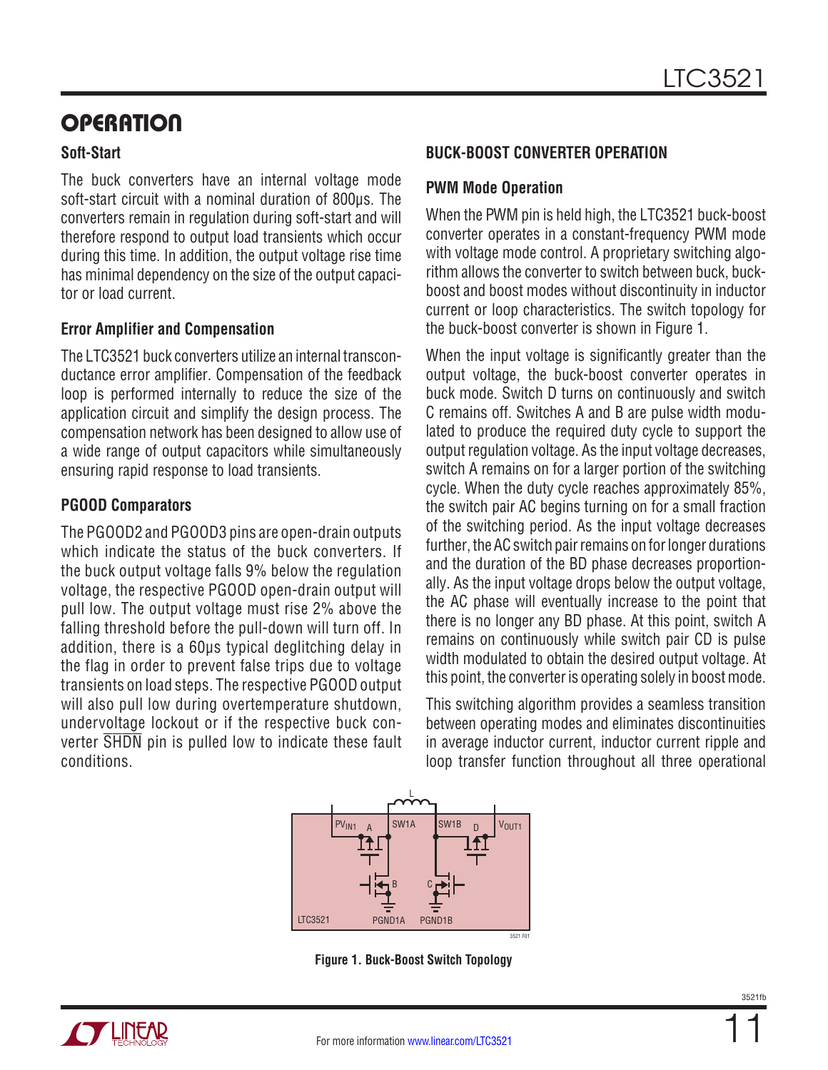## OPERATION

### Soft-Start

The buck converters have an internal voltage mode soft-start circuit with a nominal duration of 800µs. The converters remain in regulation during soft-start and will therefore respond to output load transients which occur during this time. In addition, the output voltage rise time has minimal dependency on the size of the output capacitor or load current.

### Error Amplifier and Compensation

The LTC3521 buck converters utilize an internal transconductance error amplifier. Compensation of the feedback loop is performed internally to reduce the size of the application circuit and simplify the design process. The compensation network has been designed to allow use of a wide range of output capacitors while simultaneously ensuring rapid response to load transients.

### PGOOD Comparators

The PGOOD2 and PGOOD3 pins are open-drain outputs which indicate the status of the buck converters. If the buck output voltage falls 9% below the regulation voltage, the respective PGOOD open-drain output will pull low. The output voltage must rise 2% above the falling threshold before the pull-down will turn off. In addition, there is a 60µs typical deglitching delay in the flag in order to prevent false trips due to voltage transients on load steps. The respective PGOOD output will also pull low during overtemperature shutdown, undervoltage lockout or if the respective buck converter $\overline{\text{SHDN}}$ pin is pulled low to indicate these fault conditions.

### BUCK-BOOST CONVERTER OPERATION

### PWM Mode Operation

When the PWM pin is held high, the LTC3521 buck-boost converter operates in a constant-frequency PWM mode with voltage mode control. A proprietary switching algorithm allows the converter to switch between buck, buck-boost and boost modes without discontinuity in inductor current or loop characteristics. The switch topology for the buck-boost converter is shown in Figure 1.

When the input voltage is significantly greater than the output voltage, the buck-boost converter operates in buck mode. Switch D turns on continuously and switch C remains off. Switches A and B are pulse width modulated to produce the required duty cycle to support the output regulation voltage. As the input voltage decreases, switch A remains on for a larger portion of the switching cycle. When the duty cycle reaches approximately 85%, the switch pair AC begins turning on for a small fraction of the switching period. As the input voltage decreases further, the AC switch pair remains on for longer durations and the duration of the BD phase decreases proportionally. As the input voltage drops below the output voltage, the AC phase will eventually increase to the point that there is no longer any BD phase. At this point, switch A remains on continuously while switch pair CD is pulse width modulated to obtain the desired output voltage. At this point, the converter is operating solely in boost mode.

This switching algorithm provides a seamless transition between operating modes and eliminates discontinuities in average inductor current, inductor current ripple and loop transfer function throughout all three operational

Figure 1. Buck-Boost Switch Topology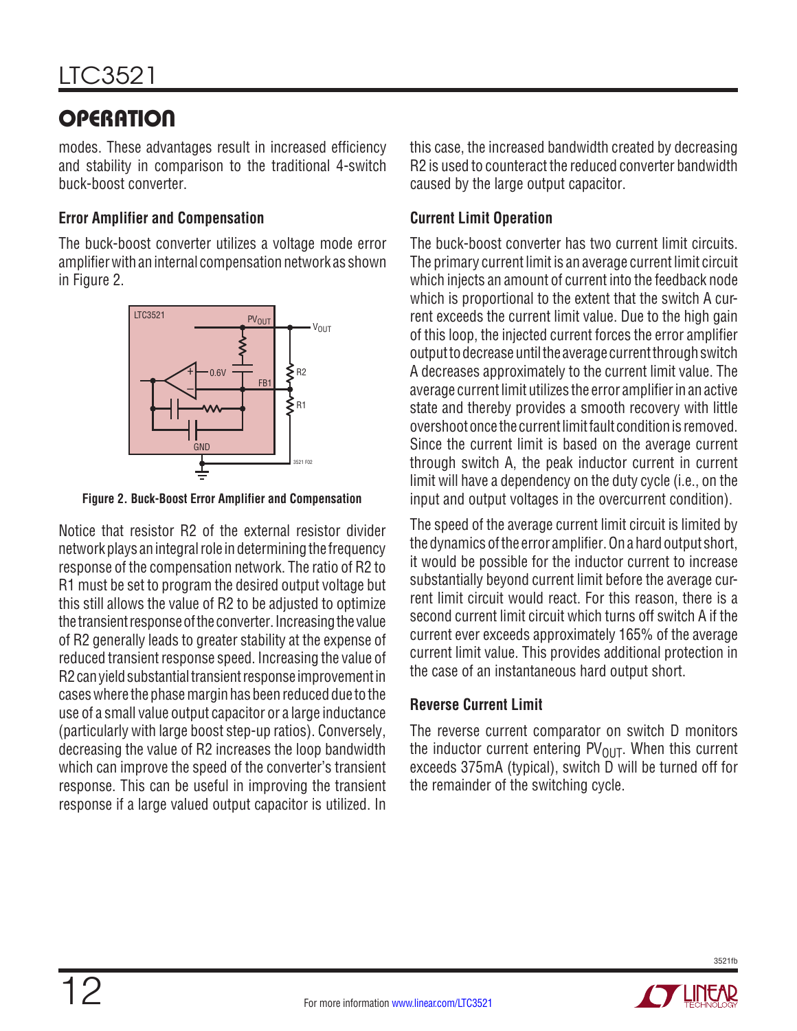## OPERATION

modes. These advantages result in increased efficiency and stability in comparison to the traditional 4-switch buck-boost converter.

### Error Amplifier and Compensation

The buck-boost converter utilizes a voltage mode error amplifier with an internal compensation network as shown in Figure 2.

Figure 2. Buck-Boost Error Amplifier and Compensation

Notice that resistor R2 of the external resistor divider network plays an integral role in determining the frequency response of the compensation network. The ratio of R2 to R1 must be set to program the desired output voltage but this still allows the value of R2 to be adjusted to optimize the transient response of the converter. Increasing the value of R2 generally leads to greater stability at the expense of reduced transient response speed. Increasing the value of R2 can yield substantial transient response improvement in cases where the phase margin has been reduced due to the use of a small value output capacitor or a large inductance (particularly with large boost step-up ratios). Conversely, decreasing the value of R2 increases the loop bandwidth which can improve the speed of the converter's transient response. This can be useful in improving the transient response if a large valued output capacitor is utilized. In this case, the increased bandwidth created by decreasing R2 is used to counteract the reduced converter bandwidth caused by the large output capacitor.

### Current Limit Operation

The buck-boost converter has two current limit circuits. The primary current limit is an average current limit circuit which injects an amount of current into the feedback node which is proportional to the extent that the switch A current exceeds the current limit value. Due to the high gain of this loop, the injected current forces the error amplifier output to decrease until the average current through switch A decreases approximately to the current limit value. The average current limit utilizes the error amplifier in an active state and thereby provides a smooth recovery with little overshoot once the current limit fault condition is removed. Since the current limit is based on the average current through switch A, the peak inductor current in current limit will have a dependency on the duty cycle (i.e., on the input and output voltages in the overcurrent condition).

The speed of the average current limit circuit is limited by the dynamics of the error amplifier. On a hard output short, it would be possible for the inductor current to increase substantially beyond current limit before the average current limit circuit would react. For this reason, there is a second current limit circuit which turns off switch A if the current ever exceeds approximately 165% of the average current limit value. This provides additional protection in the case of an instantaneous hard output short.

### Reverse Current Limit

The reverse current comparator on switch D monitors the inductor current entering $PV_{OUT}$. When this current exceeds 375mA (typical), switch D will be turned off for the remainder of the switching cycle.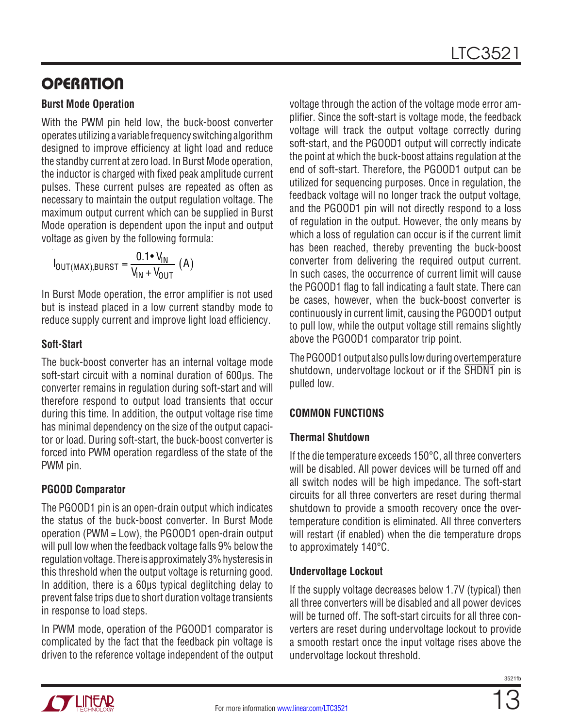## OPERATION

### Burst Mode Operation

With the PWM pin held low, the buck-boost converter operates utilizing a variable frequency switching algorithm designed to improve efficiency at light load and reduce the standby current at zero load. In Burst Mode operation, the inductor is charged with fixed peak amplitude current pulses. These current pulses are repeated as often as necessary to maintain the output regulation voltage. The maximum output current which can be supplied in Burst Mode operation is dependent upon the input and output voltage as given by the following formula:

$$I_{OUT(MAX),BURST} = \frac{0.1 \bullet V_{IN}}{V_{IN} + V_{OUT}} \text{ (A)}$$

In Burst Mode operation, the error amplifier is not used but is instead placed in a low current standby mode to reduce supply current and improve light load efficiency.

### Soft-Start

The buck-boost converter has an internal voltage mode soft-start circuit with a nominal duration of 600µs. The converter remains in regulation during soft-start and will therefore respond to output load transients that occur during this time. In addition, the output voltage rise time has minimal dependency on the size of the output capacitor or load. During soft-start, the buck-boost converter is forced into PWM operation regardless of the state of the PWM pin.

### PGOOD Comparator

The PGOOD1 pin is an open-drain output which indicates the status of the buck-boost converter. In Burst Mode operation (PWM = Low), the PGOOD1 open-drain output will pull low when the feedback voltage falls 9% below the regulation voltage. There is approximately 3% hysteresis in this threshold when the output voltage is returning good. In addition, there is a 60µs typical deglitching delay to prevent false trips due to short duration voltage transients in response to load steps.

In PWM mode, operation of the PGOOD1 comparator is complicated by the fact that the feedback pin voltage is driven to the reference voltage independent of the output voltage through the action of the voltage mode error amplifier. Since the soft-start is voltage mode, the feedback voltage will track the output voltage correctly during soft-start, and the PGOOD1 output will correctly indicate the point at which the buck-boost attains regulation at the end of soft-start. Therefore, the PGOOD1 output can be utilized for sequencing purposes. Once in regulation, the feedback voltage will no longer track the output voltage, and the PGOOD1 pin will not directly respond to a loss of regulation in the output. However, the only means by which a loss of regulation can occur is if the current limit has been reached, thereby preventing the buck-boost converter from delivering the required output current. In such cases, the occurrence of current limit will cause the PGOOD1 flag to fall indicating a fault state. There can be cases, however, when the buck-boost converter is continuously in current limit, causing the PGOOD1 output to pull low, while the output voltage still remains slightly above the PGOOD1 comparator trip point.

The PGOOD1 output also pulls low during overtemperature shutdown, undervoltage lockout or if the $\overline{\text{SHDN1}}$ pin is pulled low.

## COMMON FUNCTIONS

### Thermal Shutdown

If the die temperature exceeds 150°C, all three converters will be disabled. All power devices will be turned off and all switch nodes will be high impedance. The soft-start circuits for all three converters are reset during thermal shutdown to provide a smooth recovery once the overtemperature condition is eliminated. All three converters will restart (if enabled) when the die temperature drops to approximately 140°C.

### Undervoltage Lockout

If the supply voltage decreases below 1.7V (typical) then all three converters will be disabled and all power devices will be turned off. The soft-start circuits for all three converters are reset during undervoltage lockout to provide a smooth restart once the input voltage rises above the undervoltage lockout threshold.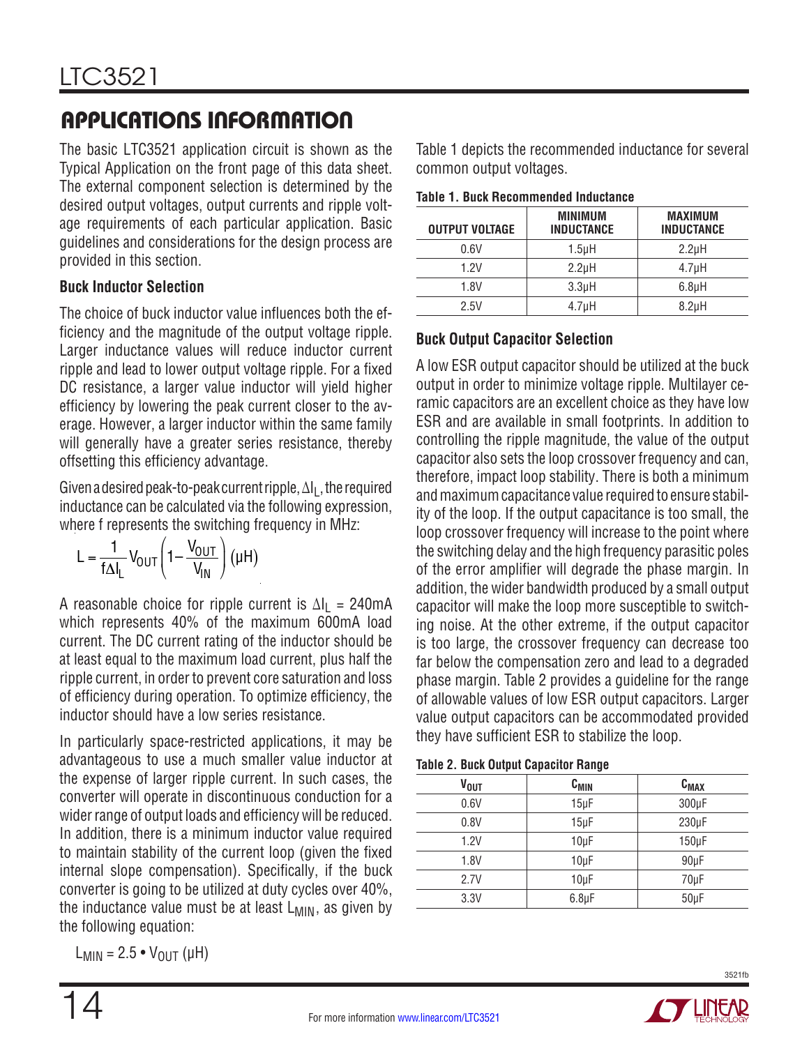## APPLICATIONS INFORMATION

The basic LTC3521 application circuit is shown as the Typical Application on the front page of this data sheet. The external component selection is determined by the desired output voltages, output currents and ripple voltage requirements of each particular application. Basic guidelines and considerations for the design process are provided in this section.

### Buck Inductor Selection

The choice of buck inductor value influences both the efficiency and the magnitude of the output voltage ripple. Larger inductance values will reduce inductor current ripple and lead to lower output voltage ripple. For a fixed DC resistance, a larger value inductor will yield higher efficiency by lowering the peak current closer to the average. However, a larger inductor within the same family will generally have a greater series resistance, thereby offsetting this efficiency advantage.

Given a desired peak-to-peak current ripple, $\Delta I_L$, the required inductance can be calculated via the following expression, where f represents the switching frequency in MHz:

$$L = \frac{1}{f \Delta I_L} V_{OUT} \left(1 - \frac{V_{OUT}}{V_{IN}}\right) (\mu H)$$

A reasonable choice for ripple current is $\Delta I_L$ = 240mA which represents 40% of the maximum 600mA load current. The DC current rating of the inductor should be at least equal to the maximum load current, plus half the ripple current, in order to prevent core saturation and loss of efficiency during operation. To optimize efficiency, the inductor should have a low series resistance.

In particularly space-restricted applications, it may be advantageous to use a much smaller value inductor at the expense of larger ripple current. In such cases, the converter will operate in discontinuous conduction for a wider range of output loads and efficiency will be reduced. In addition, there is a minimum inductor value required to maintain stability of the current loop (given the fixed internal slope compensation). Specifically, if the buck converter is going to be utilized at duty cycles over 40%, the inductance value must be at least $L_{MIN}$, as given by the following equation:

$$L_{MIN} = 2.5 \bullet V_{OUT} \ (\mu H)$$

Table 1 depicts the recommended inductance for several common output voltages.

**Table 1. Buck Recommended Inductance**

| OUTPUT VOLTAGE | MINIMUM INDUCTANCE | MAXIMUM INDUCTANCE |
|---|---|---|
| 0.6V | 1.5μH | 2.2μH |
| 1.2V | 2.2μH | 4.7μH |
| 1.8V | 3.3μH | 6.8μH |
| 2.5V | 4.7μH | 8.2μH |

### Buck Output Capacitor Selection

A low ESR output capacitor should be utilized at the buck output in order to minimize voltage ripple. Multilayer ceramic capacitors are an excellent choice as they have low ESR and are available in small footprints. In addition to controlling the ripple magnitude, the value of the output capacitor also sets the loop crossover frequency and can, therefore, impact loop stability. There is both a minimum and maximum capacitance value required to ensure stability of the loop. If the output capacitance is too small, the loop crossover frequency will increase to the point where the switching delay and the high frequency parasitic poles of the error amplifier will degrade the phase margin. In addition, the wider bandwidth produced by a small output capacitor will make the loop more susceptible to switching noise. At the other extreme, if the output capacitor is too large, the crossover frequency can decrease too far below the compensation zero and lead to a degraded phase margin. Table 2 provides a guideline for the range of allowable values of low ESR output capacitors. Larger value output capacitors can be accommodated provided they have sufficient ESR to stabilize the loop.

**Table 2. Buck Output Capacitor Range**

| $V_{OUT}$ | $C_{MIN}$ | $C_{MAX}$ |
|---|---|---|
| 0.6V | 15μF | 300μF |
| 0.8V | 15μF | 230μF |
| 1.2V | 10μF | 150μF |
| 1.8V | 10μF | 90μF |
| 2.7V | 10μF | 70μF |
| 3.3V | 6.8μF | 50μF |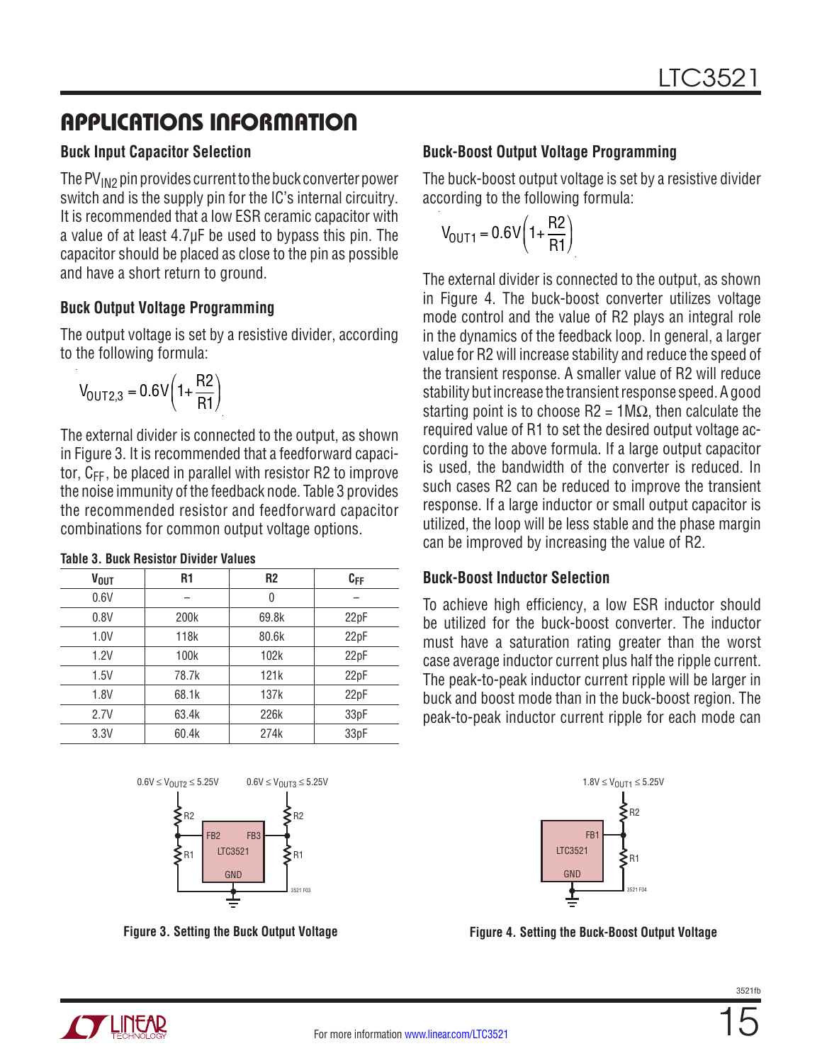## APPLICATIONS INFORMATION

### Buck Input Capacitor Selection

The $PV_{IN2}$ pin provides current to the buck converter power switch and is the supply pin for the IC's internal circuitry. It is recommended that a low ESR ceramic capacitor with a value of at least 4.7µF be used to bypass this pin. The capacitor should be placed as close to the pin as possible and have a short return to ground.

### Buck Output Voltage Programming

The output voltage is set by a resistive divider, according to the following formula:

$$V_{OUT2,3} = 0.6V\left(1+\frac{R2}{R1}\right)$$

The external divider is connected to the output, as shown in Figure 3. It is recommended that a feedforward capacitor, $C_{FF}$, be placed in parallel with resistor R2 to improve the noise immunity of the feedback node. Table 3 provides the recommended resistor and feedforward capacitor combinations for common output voltage options.

**Table 3. Buck Resistor Divider Values**

| $V_{OUT}$ | R1 | R2 | $C_{FF}$ |
|---|---|---|---|
| 0.6V | – | 0 | – |
| 0.8V | 200k | 69.8k | 22pF |
| 1.0V | 118k | 80.6k | 22pF |
| 1.2V | 100k | 102k | 22pF |
| 1.5V | 78.7k | 121k | 22pF |
| 1.8V | 68.1k | 137k | 22pF |
| 2.7V | 63.4k | 226k | 33pF |
| 3.3V | 60.4k | 274k | 33pF |

**Figure 3. Setting the Buck Output Voltage**

### Buck-Boost Output Voltage Programming

The buck-boost output voltage is set by a resistive divider according to the following formula:

$$V_{OUT1} = 0.6V\left(1+\frac{R2}{R1}\right)$$

The external divider is connected to the output, as shown in Figure 4. The buck-boost converter utilizes voltage mode control and the value of R2 plays an integral role in the dynamics of the feedback loop. In general, a larger value for R2 will increase stability and reduce the speed of the transient response. A smaller value of R2 will reduce stability but increase the transient response speed. A good starting point is to choose R2 = 1MΩ, then calculate the required value of R1 to set the desired output voltage according to the above formula. If a large output capacitor is used, the bandwidth of the converter is reduced. In such cases R2 can be reduced to improve the transient response. If a large inductor or small output capacitor is utilized, the loop will be less stable and the phase margin can be improved by increasing the value of R2.

**Figure 4. Setting the Buck-Boost Output Voltage**

### Buck-Boost Inductor Selection

To achieve high efficiency, a low ESR inductor should be utilized for the buck-boost converter. The inductor must have a saturation rating greater than the worst case average inductor current plus half the ripple current. The peak-to-peak inductor current ripple will be larger in buck and boost mode than in the buck-boost region. The peak-to-peak inductor current ripple for each mode can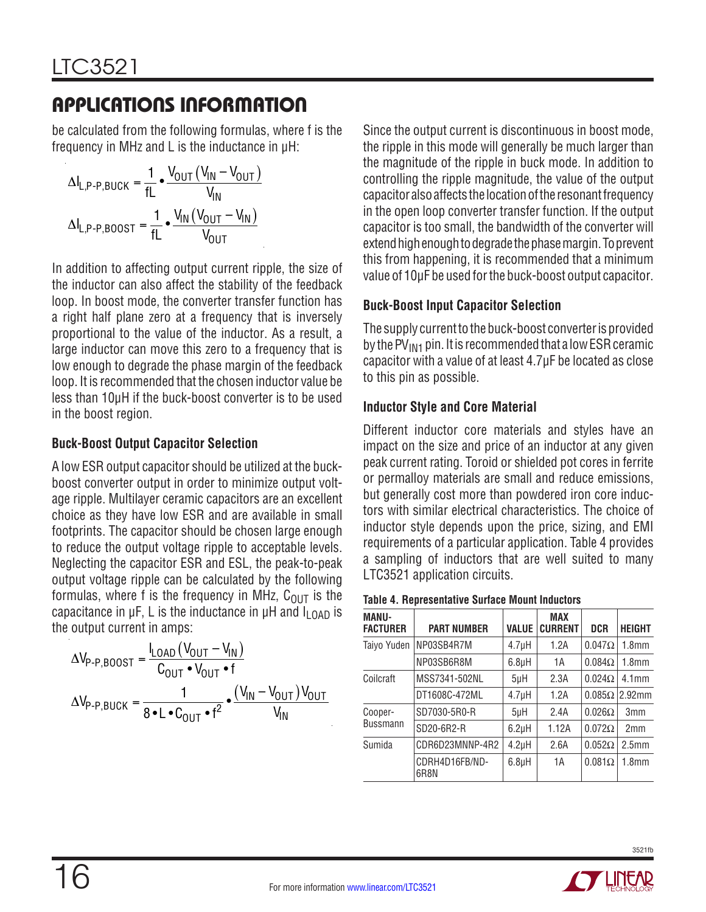## APPLICATIONS INFORMATION

be calculated from the following formulas, where f is the frequency in MHz and L is the inductance in µH:

$$\Delta I_{L,P\text{-}P,BUCK} = \frac{1}{fL} \bullet \frac{V_{OUT}(V_{IN} - V_{OUT})}{V_{IN}}$$

$$\Delta I_{L,P\text{-}P,BOOST} = \frac{1}{fL} \bullet \frac{V_{IN}(V_{OUT} - V_{IN})}{V_{OUT}}$$

In addition to affecting output current ripple, the size of the inductor can also affect the stability of the feedback loop. In boost mode, the converter transfer function has a right half plane zero at a frequency that is inversely proportional to the value of the inductor. As a result, a large inductor can move this zero to a frequency that is low enough to degrade the phase margin of the feedback loop. It is recommended that the chosen inductor value be less than 10µH if the buck-boost converter is to be used in the boost region.

### Buck-Boost Output Capacitor Selection

A low ESR output capacitor should be utilized at the buck-boost converter output in order to minimize output voltage ripple. Multilayer ceramic capacitors are an excellent choice as they have low ESR and are available in small footprints. The capacitor should be chosen large enough to reduce the output voltage ripple to acceptable levels. Neglecting the capacitor ESR and ESL, the peak-to-peak output voltage ripple can be calculated by the following formulas, where f is the frequency in MHz, $C_{OUT}$ is the capacitance in µF, L is the inductance in µH and $I_{LOAD}$ is the output current in amps:

$$\Delta V_{P\text{-}P,BOOST} = \frac{I_{LOAD}(V_{OUT} - V_{IN})}{C_{OUT} \bullet V_{OUT} \bullet f}$$

$$\Delta V_{P\text{-}P,BUCK} = \frac{1}{8 \bullet L \bullet C_{OUT} \bullet f^2} \bullet \frac{(V_{IN} - V_{OUT})V_{OUT}}{V_{IN}}$$

Since the output current is discontinuous in boost mode, the ripple in this mode will generally be much larger than the magnitude of the ripple in buck mode. In addition to controlling the ripple magnitude, the value of the output capacitor also affects the location of the resonant frequency in the open loop converter transfer function. If the output capacitor is too small, the bandwidth of the converter will extend high enough to degrade the phase margin. To prevent this from happening, it is recommended that a minimum value of 10µF be used for the buck-boost output capacitor.

### Buck-Boost Input Capacitor Selection

The supply current to the buck-boost converter is provided by the $PV_{IN1}$ pin. It is recommended that a low ESR ceramic capacitor with a value of at least 4.7µF be located as close to this pin as possible.

### Inductor Style and Core Material

Different inductor core materials and styles have an impact on the size and price of an inductor at any given peak current rating. Toroid or shielded pot cores in ferrite or permalloy materials are small and reduce emissions, but generally cost more than powdered iron core inductors with similar electrical characteristics. The choice of inductor style depends upon the price, sizing, and EMI requirements of a particular application. Table 4 provides a sampling of inductors that are well suited to many LTC3521 application circuits.

**Table 4. Representative Surface Mount Inductors**

| MANUFACTURER | PART NUMBER | VALUE | MAX CURRENT | DCR | HEIGHT |
|---|---|---|---|---|---|
| Taiyo Yuden | NP03SB4R7M | 4.7µH | 1.2A | 0.047Ω | 1.8mm |
| | NP03SB6R8M | 6.8µH | 1A | 0.084Ω | 1.8mm |
| Coilcraft | MSS7341-502NL | 5µH | 2.3A | 0.024Ω | 4.1mm |
| | DT1608C-472ML | 4.7µH | 1.2A | 0.085Ω | 2.92mm |
| Cooper-Bussmann | SD7030-5R0-R | 5µH | 2.4A | 0.026Ω | 3mm |
| | SD20-6R2-R | 6.2µH | 1.12A | 0.072Ω | 2mm |
| Sumida | CDR6D23MNNP-4R2 | 4.2µH | 2.6A | 0.052Ω | 2.5mm |
| | CDRH4D16FB/ND-6R8N | 6.8µH | 1A | 0.081Ω | 1.8mm |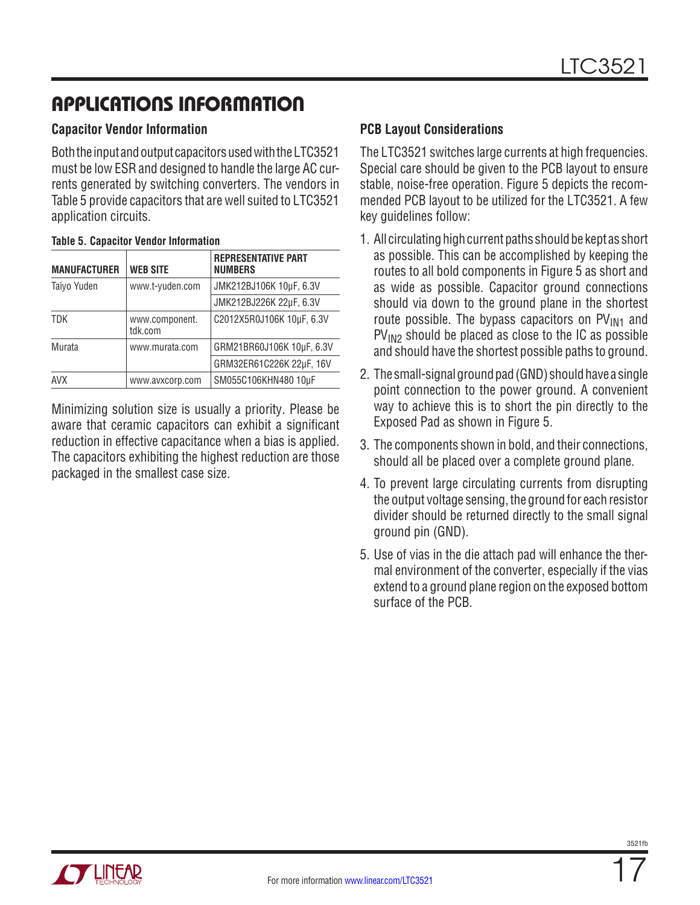## APPLICATIONS INFORMATION

### Capacitor Vendor Information

Both the input and output capacitors used with the LTC3521 must be low ESR and designed to handle the large AC currents generated by switching converters. The vendors in Table 5 provide capacitors that are well suited to LTC3521 application circuits.

**Table 5. Capacitor Vendor Information**

| MANUFACTURER | WEB SITE | REPRESENTATIVE PART NUMBERS |
|---|---|---|
| Taiyo Yuden | www.t-yuden.com | JMK212BJ106K 10µF, 6.3V |
| | | JMK212BJ226K 22µF, 6.3V |
| TDK | www.component.tdk.com | C2012X5R0J106K 10µF, 6.3V |
| Murata | www.murata.com | GRM21BR60J106K 10µF, 6.3V |
| | | GRM32ER61C226K 22µF, 16V |
| AVX | www.avxcorp.com | SM055C106KHN480 10µF |

Minimizing solution size is usually a priority. Please be aware that ceramic capacitors can exhibit a significant reduction in effective capacitance when a bias is applied. The capacitors exhibiting the highest reduction are those packaged in the smallest case size.

### PCB Layout Considerations

The LTC3521 switches large currents at high frequencies. Special care should be given to the PCB layout to ensure stable, noise-free operation. Figure 5 depicts the recommended PCB layout to be utilized for the LTC3521. A few key guidelines follow:

1. All circulating high current paths should be kept as short as possible. This can be accomplished by keeping the routes to all bold components in Figure 5 as short and as wide as possible. Capacitor ground connections should via down to the ground plane in the shortest route possible. The bypass capacitors on $PV_{IN1}$ and $PV_{IN2}$ should be placed as close to the IC as possible and should have the shortest possible paths to ground.
2. The small-signal ground pad (GND) should have a single point connection to the power ground. A convenient way to achieve this is to short the pin directly to the Exposed Pad as shown in Figure 5.
3. The components shown in bold, and their connections, should all be placed over a complete ground plane.
4. To prevent large circulating currents from disrupting the output voltage sensing, the ground for each resistor divider should be returned directly to the small signal ground pin (GND).
5. Use of vias in the die attach pad will enhance the thermal environment of the converter, especially if the vias extend to a ground plane region on the exposed bottom surface of the PCB.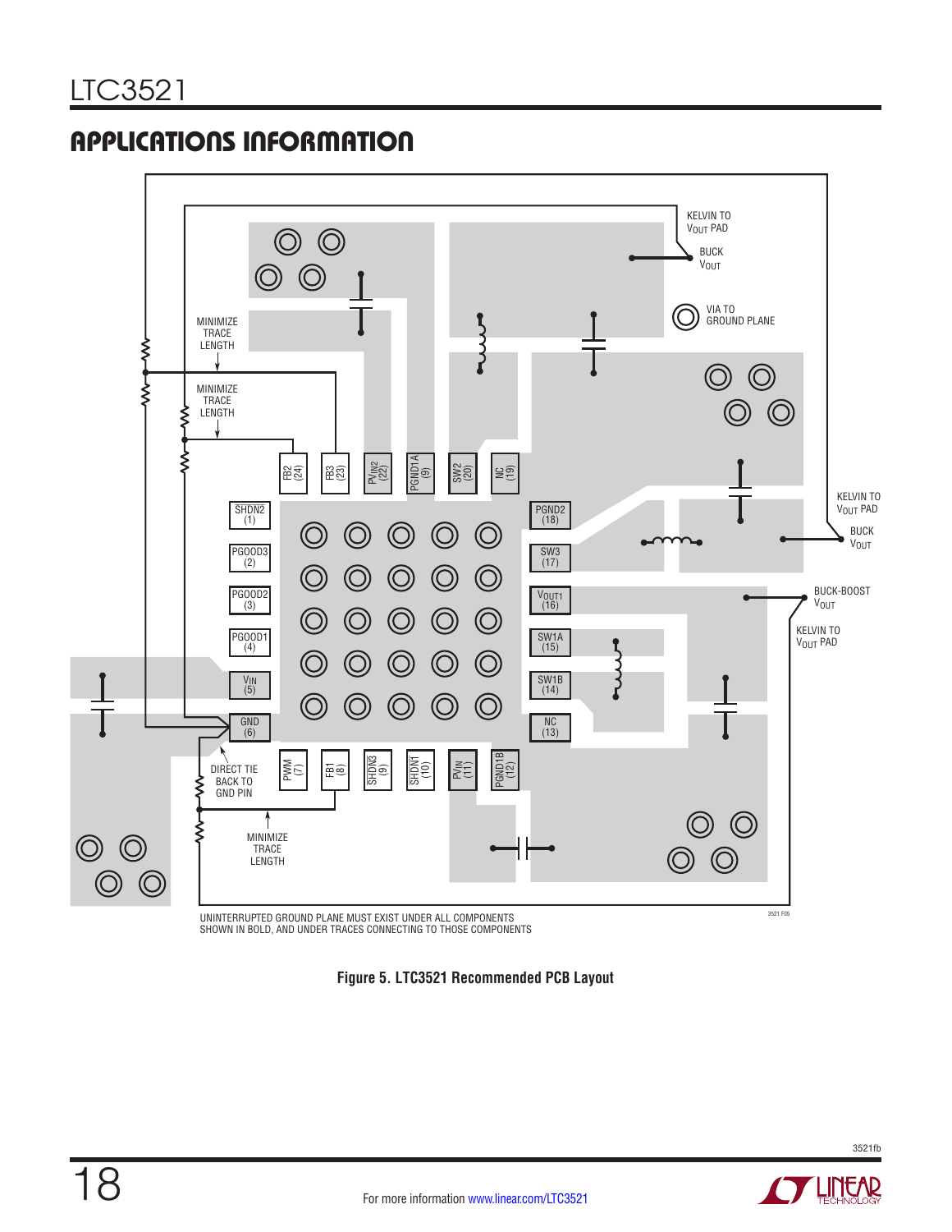## APPLICATIONS INFORMATION

KELVIN TO $V_{OUT}$ PAD

BUCK $V_{OUT}$

VIA TO GROUND PLANE

MINIMIZE TRACE LENGTH

MINIMIZE TRACE LENGTH

FB2 (24) | FB3 (23) | $PV_{IN2}$ (22) | PGND1A (9) | SW2 (20) | NC (19)

SHDN2 (1) | PGOOD3 (2) | PGOOD2 (3) | PGOOD1 (4) | $V_{IN}$ (5) | GND (6)

PGND2 (18) | SW3 (17) | $V_{OUT1}$ (16) | SW1A (15) | SW1B (14) | NC (13)

PWM (7) | FB1 (8) | SHDN3 (9) | SHDN1 (10) | $PV_{IN}$ (11) | PGND1B (12)

KELVIN TO $V_{OUT}$ PAD

BUCK $V_{OUT}$

BUCK-BOOST $V_{OUT}$

KELVIN TO $V_{OUT}$ PAD

DIRECT TIE BACK TO GND PIN

MINIMIZE TRACE LENGTH

UNINTERRUPTED GROUND PLANE MUST EXIST UNDER ALL COMPONENTS SHOWN IN BOLD, AND UNDER TRACES CONNECTING TO THOSE COMPONENTS

**Figure 5. LTC3521 Recommended PCB Layout**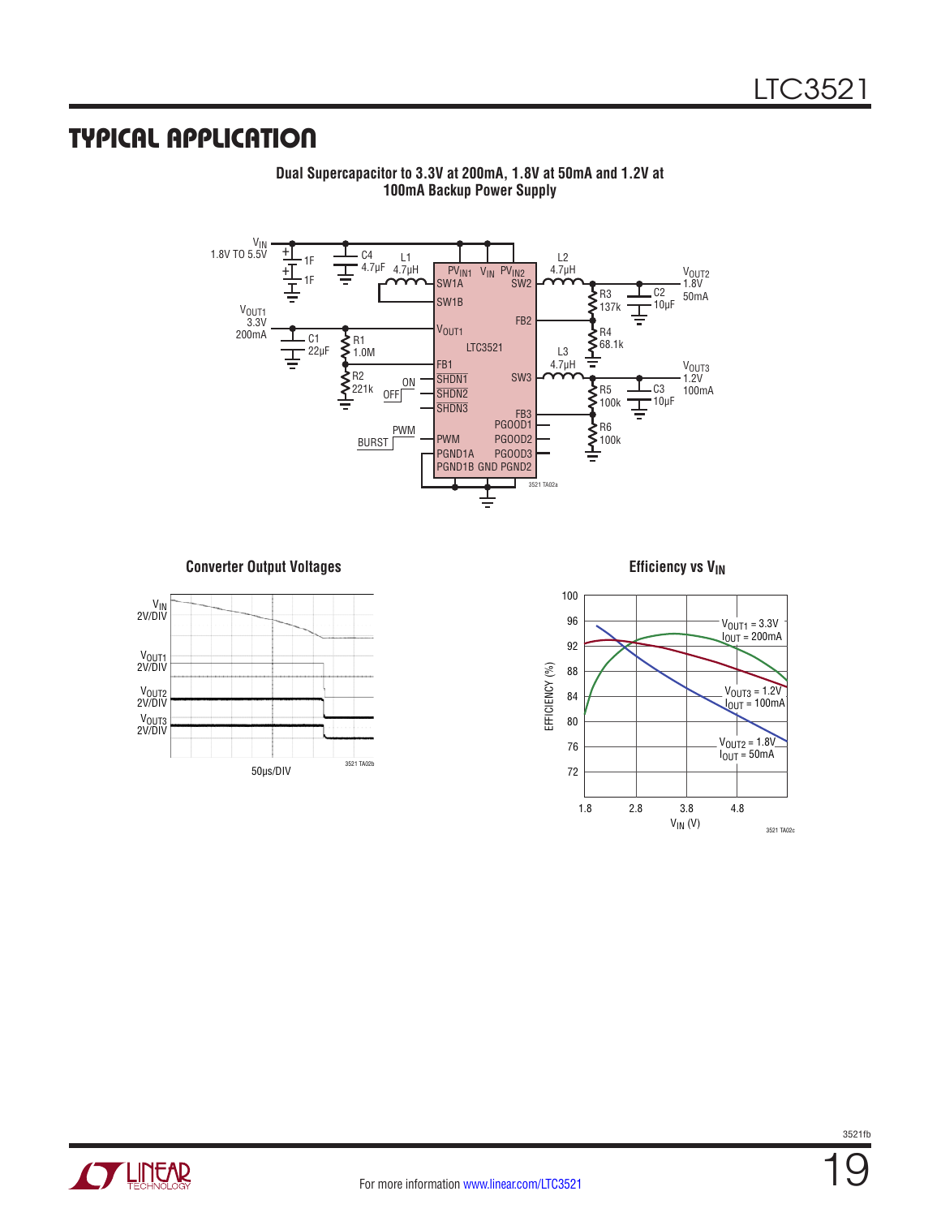## TYPICAL APPLICATION

**Dual Supercapacitor to 3.3V at 200mA, 1.8V at 50mA and 1.2V at 100mA Backup Power Supply**

**Converter Output Voltages**

**Efficiency vs $V_{IN}$**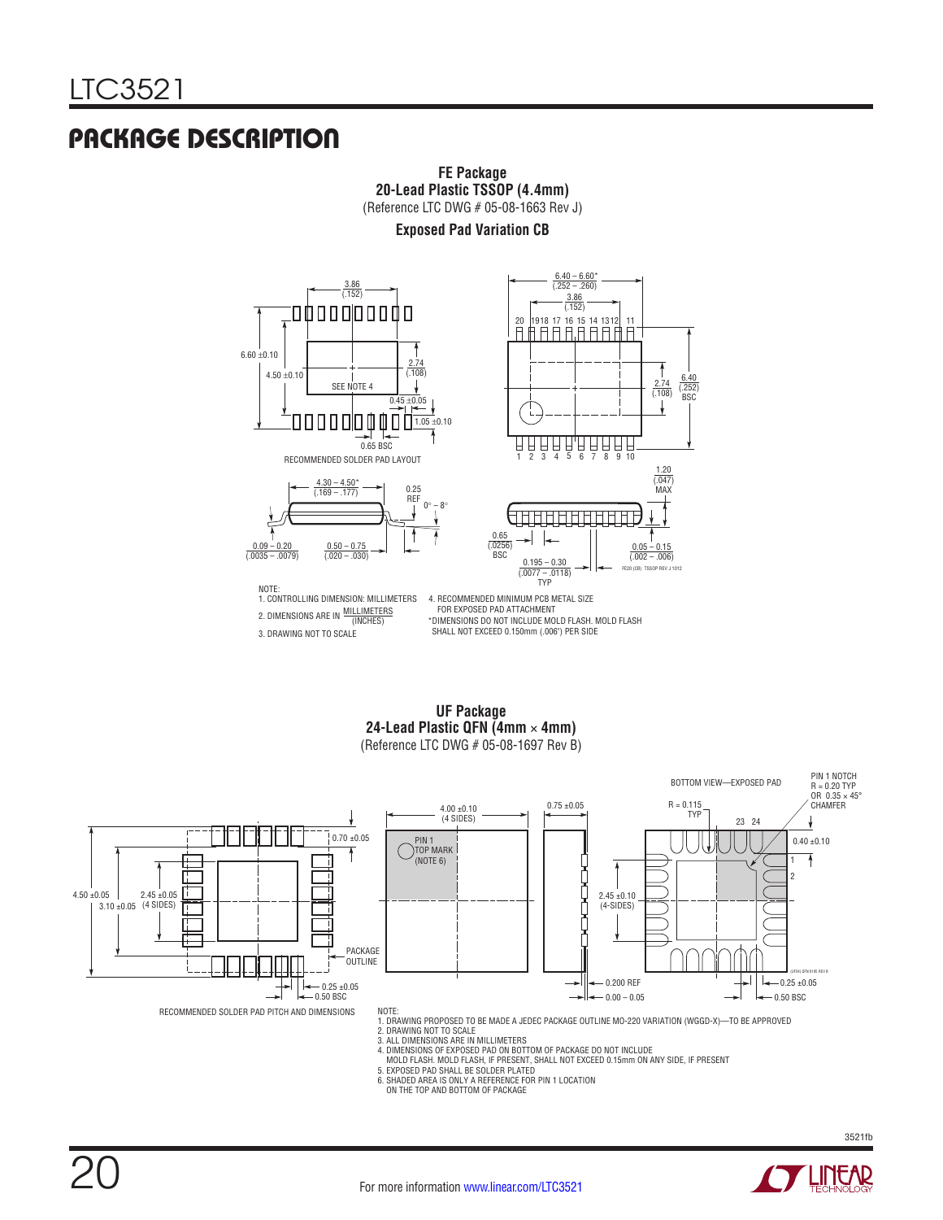# PACKAGE DESCRIPTION

**FE Package**
**20-Lead Plastic TSSOP (4.4mm)**
(Reference LTC DWG # 05-08-1663 Rev J)
**Exposed Pad Variation CB**

3.86 (.152)

6.60 ±0.10

4.50 ±0.10

SEE NOTE 4

2.74 (.108)

0.45 ±0.05

1.05 ±0.10

0.65 BSC

RECOMMENDED SOLDER PAD LAYOUT

6.40 – 6.60* (.252 – .260)

3.86 (.152)

20 19 18 17 16 15 14 13 12 11

2.74 (.108)

6.40 (.252) BSC

1 2 3 4 5 6 7 8 9 10

1.20 (.047) MAX

4.30 – 4.50* (.169 – .177)

0.25 REF

0° – 8°

0.09 – 0.20 (.0035 – .0079)

0.50 – 0.75 (.020 – .030)

0.65 (.0256) BSC

0.195 – 0.30 (.0077 – .0118) TYP

0.05 – 0.15 (.002 – .006)

FE20 (CB) TSSOP REV J 1012

NOTE:
1. CONTROLLING DIMENSION: MILLIMETERS
2. DIMENSIONS ARE IN MILLIMETERS / (INCHES)
3. DRAWING NOT TO SCALE
4. RECOMMENDED MINIMUM PCB METAL SIZE FOR EXPOSED PAD ATTACHMENT

*DIMENSIONS DO NOT INCLUDE MOLD FLASH. MOLD FLASH SHALL NOT EXCEED 0.150mm (.006") PER SIDE

**UF Package**
**24-Lead Plastic QFN (4mm × 4mm)**
(Reference LTC DWG # 05-08-1697 Rev B)

4.50 ±0.05

3.10 ±0.05

2.45 ±0.05 (4 SIDES)

0.70 ±0.05

PACKAGE OUTLINE

0.25 ±0.05

0.50 BSC

RECOMMENDED SOLDER PAD PITCH AND DIMENSIONS

4.00 ±0.10 (4 SIDES)

PIN 1 TOP MARK (NOTE 6)

0.75 ±0.05

0.200 REF

0.00 – 0.05

BOTTOM VIEW—EXPOSED PAD

R = 0.115 TYP

PIN 1 NOTCH R = 0.20 TYP OR 0.35 × 45° CHAMFER

23 24

0.40 ±0.10

1

2

2.45 ±0.10 (4-SIDES)

0.25 ±0.05

0.50 BSC

(UF24) QFN 0105 REV B

NOTE:
1. DRAWING PROPOSED TO BE MADE A JEDEC PACKAGE OUTLINE MO-220 VARIATION (WGGD-X)—TO BE APPROVED
2. DRAWING NOT TO SCALE
3. ALL DIMENSIONS ARE IN MILLIMETERS
4. DIMENSIONS OF EXPOSED PAD ON BOTTOM OF PACKAGE DO NOT INCLUDE MOLD FLASH. MOLD FLASH, IF PRESENT, SHALL NOT EXCEED 0.15mm ON ANY SIDE, IF PRESENT
5. EXPOSED PAD SHALL BE SOLDER PLATED
6. SHADED AREA IS ONLY A REFERENCE FOR PIN 1 LOCATION ON THE TOP AND BOTTOM OF PACKAGE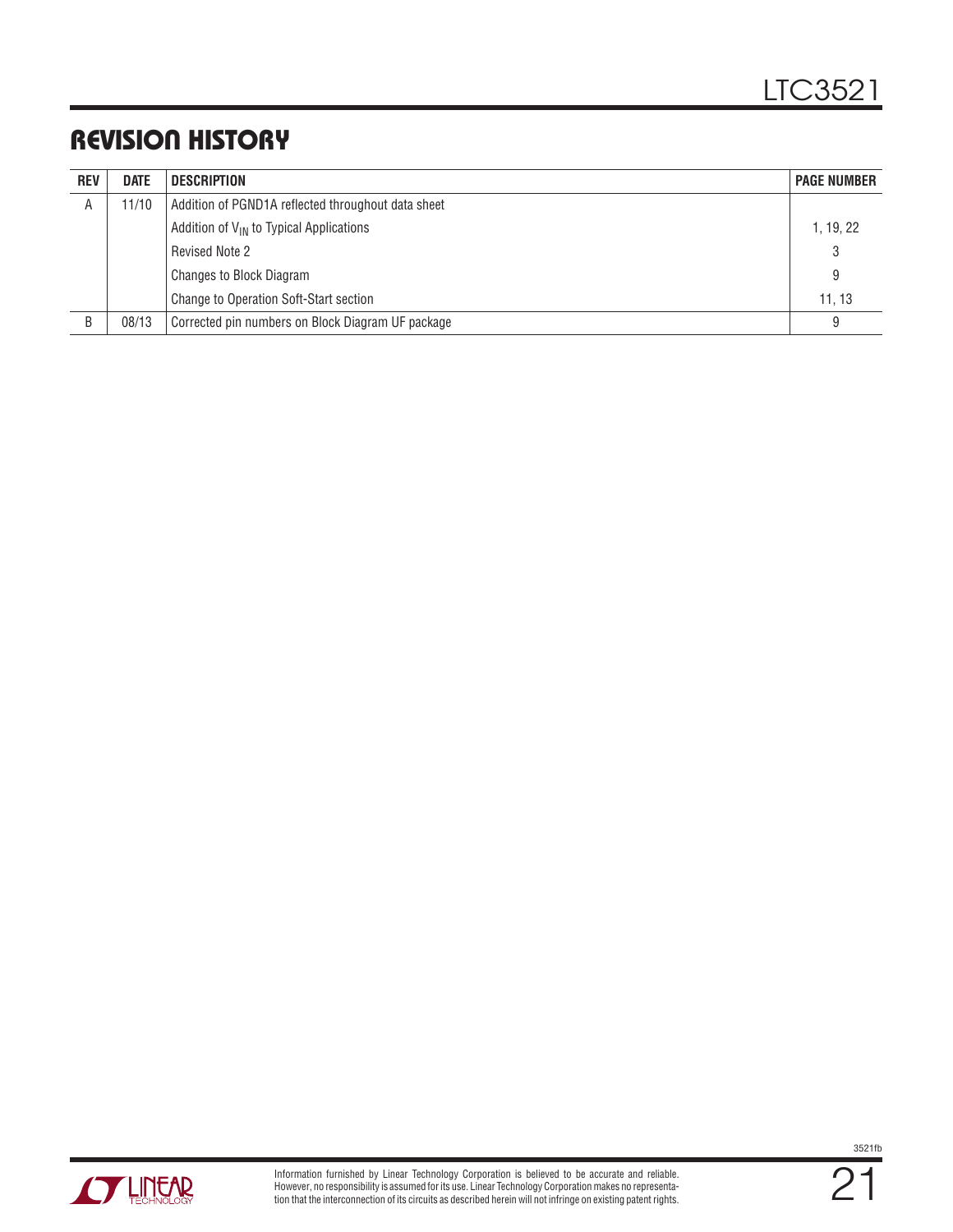## REVISION HISTORY

| REV | DATE | DESCRIPTION | PAGE NUMBER |
|---|---|---|---|
| A | 11/10 | Addition of PGND1A reflected throughout data sheet | |
| | | Addition of $V_{IN}$ to Typical Applications | 1, 19, 22 |
| | | Revised Note 2 | 3 |
| | | Changes to Block Diagram | 9 |
| | | Change to Operation Soft-Start section | 11, 13 |
| B | 08/13 | Corrected pin numbers on Block Diagram UF package | 9 |

Information furnished by Linear Technology Corporation is believed to be accurate and reliable. However, no responsibility is assumed for its use. Linear Technology Corporation makes no representation that the interconnection of its circuits as described herein will not infringe on existing patent rights.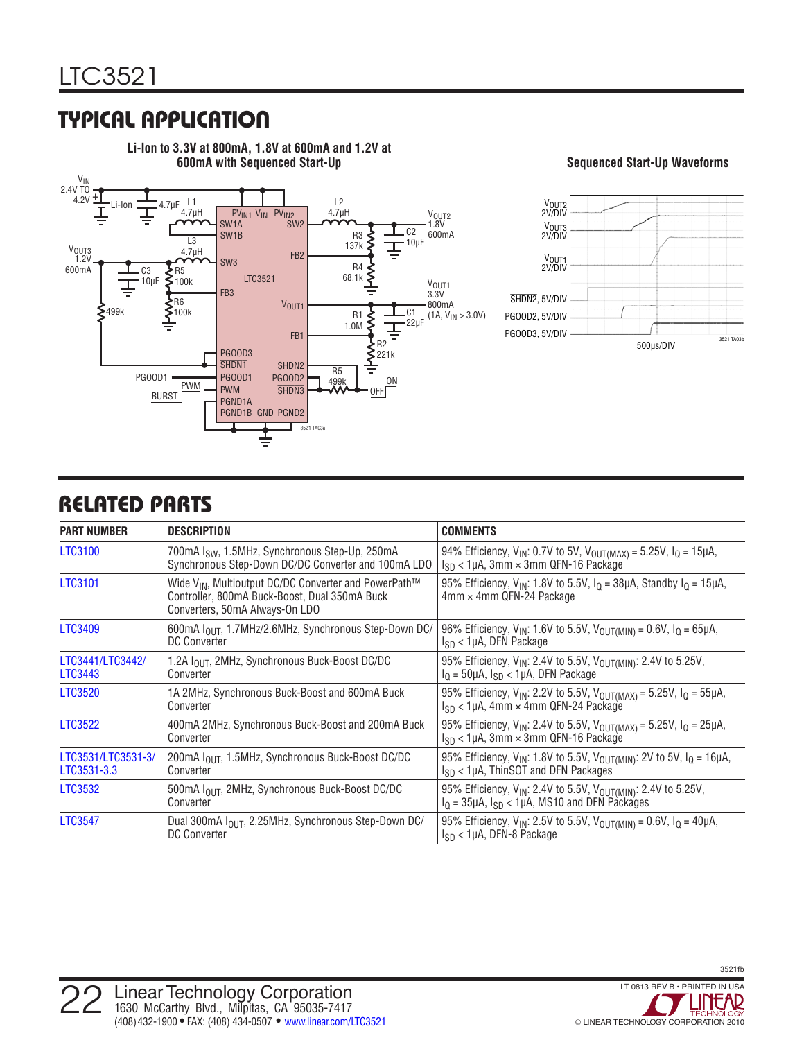## TYPICAL APPLICATION

**Li-Ion to 3.3V at 800mA, 1.8V at 600mA and 1.2V at 600mA with Sequenced Start-Up**

$V_{IN}$ 2.4V TO 4.2V
Li-Ion
4.7µF
L1 4.7µH
L2 4.7µH
L3 4.7µH
$PV_{IN1}$ $V_{IN}$ $PV_{IN2}$
SW1A
SW1B
SW2
SW3
FB2
FB3
FB1
LTC3521
$V_{OUT1}$
R3 137k
R4 68.1k
C2 10µF
$V_{OUT2}$ 1.8V 600mA
$V_{OUT3}$ 1.2V 600mA
C3 10µF
R5 100k
R6 100k
499k
R1 1.0M
R2 221k
C1 22µF
$V_{OUT1}$ 3.3V 800mA (1A, $V_{IN}$ > 3.0V)
PGOOD3
SHDN1
SHDN2
PGOOD1
PGOOD2
PWM
SHDN3
PGND1A
PGND1B GND PGND2
PGOOD1
PWM
BURST
R5 499k
ON
OFF
3521 TA03a

**Sequenced Start-Up Waveforms**

$V_{OUT2}$ 2V/DIV
$V_{OUT3}$ 2V/DIV
$V_{OUT1}$ 2V/DIV
SHDN2, 5V/DIV
PGOOD2, 5V/DIV
PGOOD3, 5V/DIV
500µs/DIV
3521 TA03b

## RELATED PARTS

| PART NUMBER | DESCRIPTION | COMMENTS |
|---|---|---|
| LTC3100 | 700mA $I_{SW}$, 1.5MHz, Synchronous Step-Up, 250mA Synchronous Step-Down DC/DC Converter and 100mA LDO | 94% Efficiency, $V_{IN}$: 0.7V to 5V, $V_{OUT(MAX)}$ = 5.25V, $I_Q$ = 15µA, $I_{SD}$ < 1µA, 3mm × 3mm QFN-16 Package |
| LTC3101 | Wide $V_{IN}$, Multioutput DC/DC Converter and PowerPath™ Controller, 800mA Buck-Boost, Dual 350mA Buck Converters, 50mA Always-On LDO | 95% Efficiency, $V_{IN}$: 1.8V to 5.5V, $I_Q$ = 38µA, Standby $I_Q$ = 15µA, 4mm × 4mm QFN-24 Package |
| LTC3409 | 600mA $I_{OUT}$, 1.7MHz/2.6MHz, Synchronous Step-Down DC/DC Converter | 96% Efficiency, $V_{IN}$: 1.6V to 5.5V, $V_{OUT(MIN)}$ = 0.6V, $I_Q$ = 65µA, $I_{SD}$ < 1µA, DFN Package |
| LTC3441/LTC3442/LTC3443 | 1.2A $I_{OUT}$, 2MHz, Synchronous Buck-Boost DC/DC Converter | 95% Efficiency, $V_{IN}$: 2.4V to 5.5V, $V_{OUT(MIN)}$: 2.4V to 5.25V, $I_Q$ = 50µA, $I_{SD}$ < 1µA, DFN Package |
| LTC3520 | 1A 2MHz, Synchronous Buck-Boost and 600mA Buck Converter | 95% Efficiency, $V_{IN}$: 2.2V to 5.5V, $V_{OUT(MAX)}$ = 5.25V, $I_Q$ = 55µA, $I_{SD}$ < 1µA, 4mm × 4mm QFN-24 Package |
| LTC3522 | 400mA 2MHz, Synchronous Buck-Boost and 200mA Buck Converter | 95% Efficiency, $V_{IN}$: 2.4V to 5.5V, $V_{OUT(MAX)}$ = 5.25V, $I_Q$ = 25µA, $I_{SD}$ < 1µA, 3mm × 3mm QFN-16 Package |
| LTC3531/LTC3531-3/LTC3531-3.3 | 200mA $I_{OUT}$, 1.5MHz, Synchronous Buck-Boost DC/DC Converter | 95% Efficiency, $V_{IN}$: 1.8V to 5.5V, $V_{OUT(MIN)}$: 2V to 5V, $I_Q$ = 16µA, $I_{SD}$ < 1µA, ThinSOT and DFN Packages |
| LTC3532 | 500mA $I_{OUT}$, 2MHz, Synchronous Buck-Boost DC/DC Converter | 95% Efficiency, $V_{IN}$: 2.4V to 5.5V, $V_{OUT(MIN)}$: 2.4V to 5.25V, $I_Q$ = 35µA, $I_{SD}$ < 1µA, MS10 and DFN Packages |
| LTC3547 | Dual 300mA $I_{OUT}$, 2.25MHz, Synchronous Step-Down DC/DC Converter | 95% Efficiency, $V_{IN}$: 2.5V to 5.5V, $V_{OUT(MIN)}$ = 0.6V, $I_Q$ = 40µA, $I_{SD}$ < 1µA, DFN-8 Package |

Linear Technology Corporation
1630 McCarthy Blvd., Milpitas, CA 95035-7417
(408) 432-1900 • FAX: (408) 434-0507 • www.linear.com/LTC3521

LT 0813 REV B • PRINTED IN USA
© LINEAR TECHNOLOGY CORPORATION 2010